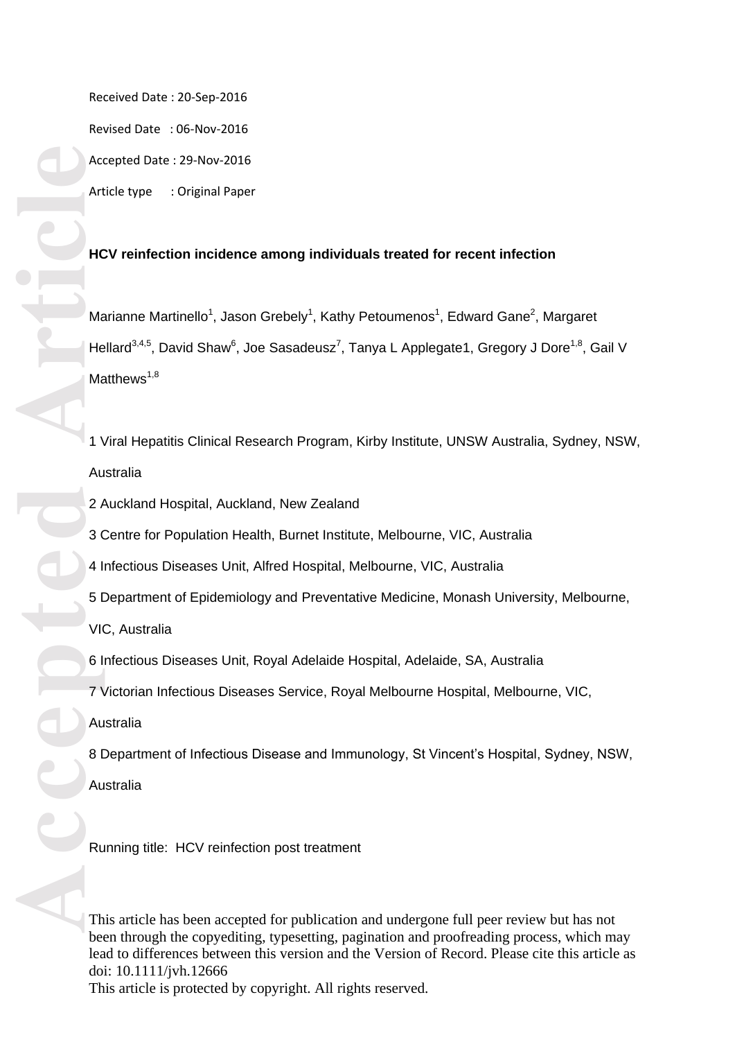Received Date : 20-Sep-2016

Revised Date : 06-Nov-2016

Accepted Date : 29-Nov-2016

Article type : Original Paper

# HCV reinfection incidence among individuals treated for recent infection

Marianne Martinello[1], Jason Grebely[1], Kathy Petoumenos[1], Edward Gane[2], Margaret Hellard[3,4,5], David Shaw[6], Joe Sasadeusz[7], Tanya L Applegate1, Gregory J Dore[1,8], Gail V Matthews[1,8]

1 Viral Hepatitis Clinical Research Program, Kirby Institute, UNSW Australia, Sydney, NSW, Australia

2 Auckland Hospital, Auckland, New Zealand

3 Centre for Population Health, Burnet Institute, Melbourne, VIC, Australia

4 Infectious Diseases Unit, Alfred Hospital, Melbourne, VIC, Australia

5 Department of Epidemiology and Preventative Medicine, Monash University, Melbourne, VIC, Australia

6 Infectious Diseases Unit, Royal Adelaide Hospital, Adelaide, SA, Australia

7 Victorian Infectious Diseases Service, Royal Melbourne Hospital, Melbourne, VIC, Australia

8 Department of Infectious Disease and Immunology, St Vincent's Hospital, Sydney, NSW, Australia

Running title: HCV reinfection post treatment

This article has been accepted for publication and undergone full peer review but has not been through the copyediting, typesetting, pagination and proofreading process, which may lead to differences between this version and the Version of Record. Please cite this article as doi: 10.1111/jvh.12666

This article is protected by copyright. All rights reserved.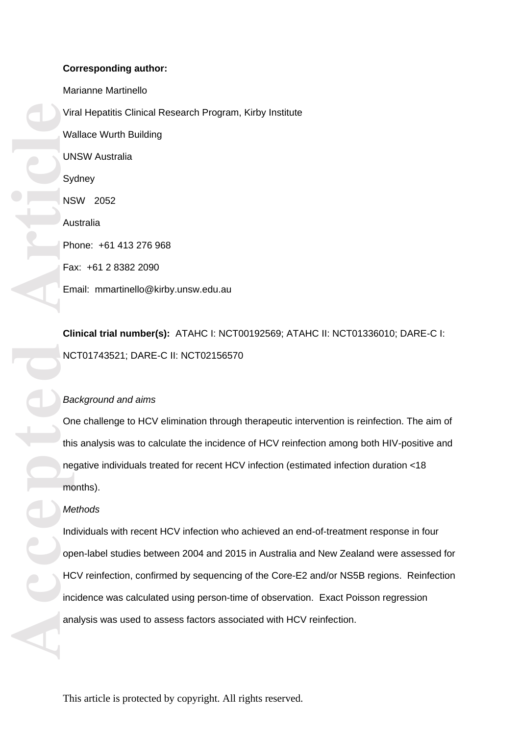**Corresponding author:**

Marianne Martinello

Viral Hepatitis Clinical Research Program, Kirby Institute

Wallace Wurth Building

UNSW Australia

Sydney

NSW 2052

Australia

Phone: +61 413 276 968

Fax: +61 2 8382 2090

Email: mmartinello@kirby.unsw.edu.au

**Clinical trial number(s):** ATAHC I: NCT00192569; ATAHC II: NCT01336010; DARE-C I: NCT01743521; DARE-C II: NCT02156570

*Background and aims*

One challenge to HCV elimination through therapeutic intervention is reinfection. The aim of this analysis was to calculate the incidence of HCV reinfection among both HIV-positive and negative individuals treated for recent HCV infection (estimated infection duration <18 months).

*Methods*

Individuals with recent HCV infection who achieved an end-of-treatment response in four open-label studies between 2004 and 2015 in Australia and New Zealand were assessed for HCV reinfection, confirmed by sequencing of the Core-E2 and/or NS5B regions. Reinfection incidence was calculated using person-time of observation. Exact Poisson regression analysis was used to assess factors associated with HCV reinfection.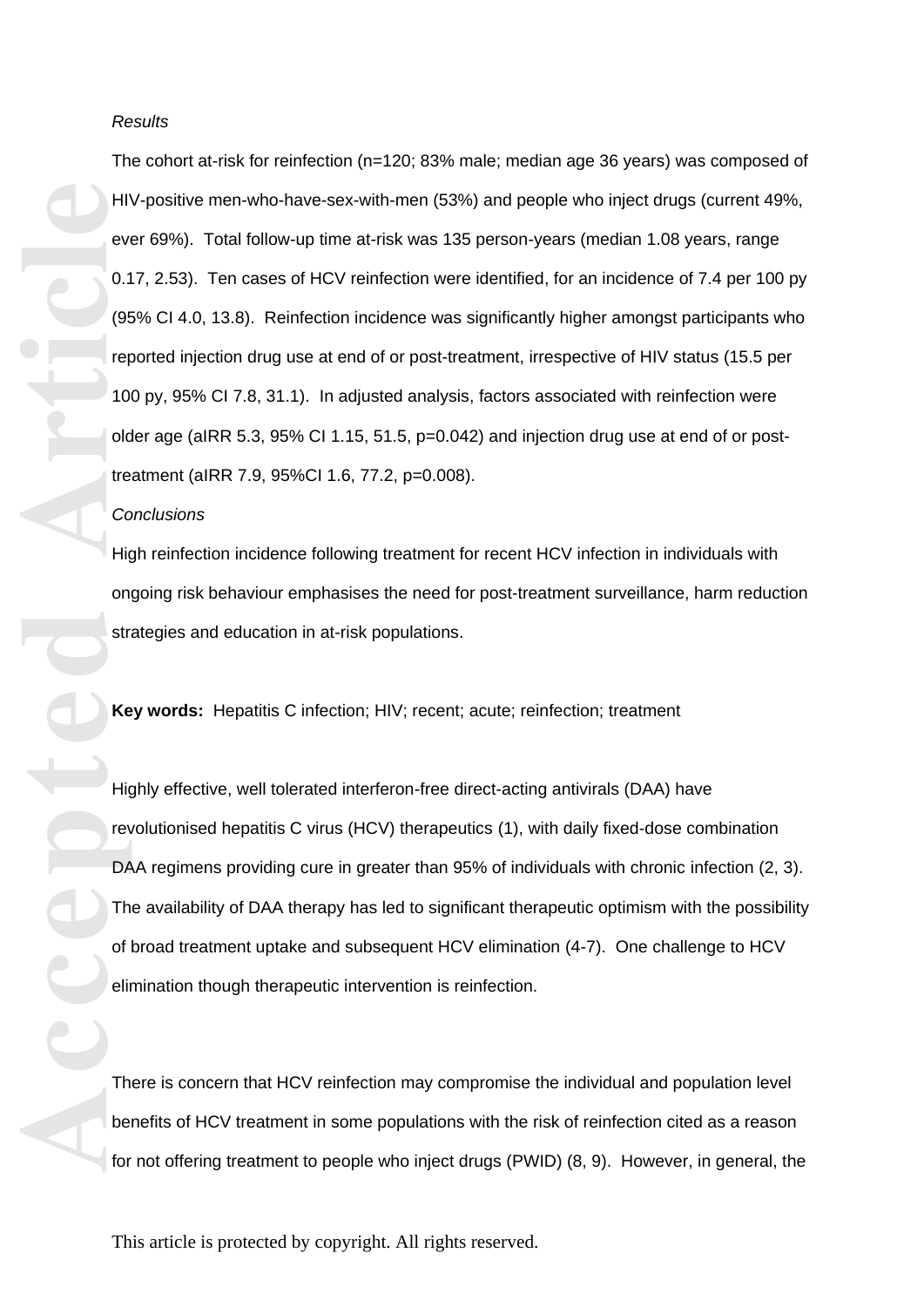*Results*

The cohort at-risk for reinfection (n=120; 83% male; median age 36 years) was composed of HIV-positive men-who-have-sex-with-men (53%) and people who inject drugs (current 49%, ever 69%). Total follow-up time at-risk was 135 person-years (median 1.08 years, range 0.17, 2.53). Ten cases of HCV reinfection were identified, for an incidence of 7.4 per 100 py (95% CI 4.0, 13.8). Reinfection incidence was significantly higher amongst participants who reported injection drug use at end of or post-treatment, irrespective of HIV status (15.5 per 100 py, 95% CI 7.8, 31.1). In adjusted analysis, factors associated with reinfection were older age (aIRR 5.3, 95% CI 1.15, 51.5, p=0.042) and injection drug use at end of or post-treatment (aIRR 7.9, 95%CI 1.6, 77.2, p=0.008).

*Conclusions*

High reinfection incidence following treatment for recent HCV infection in individuals with ongoing risk behaviour emphasises the need for post-treatment surveillance, harm reduction strategies and education in at-risk populations.

**Key words:** Hepatitis C infection; HIV; recent; acute; reinfection; treatment

Highly effective, well tolerated interferon-free direct-acting antivirals (DAA) have revolutionised hepatitis C virus (HCV) therapeutics (1), with daily fixed-dose combination DAA regimens providing cure in greater than 95% of individuals with chronic infection (2, 3). The availability of DAA therapy has led to significant therapeutic optimism with the possibility of broad treatment uptake and subsequent HCV elimination (4-7). One challenge to HCV elimination though therapeutic intervention is reinfection.

There is concern that HCV reinfection may compromise the individual and population level benefits of HCV treatment in some populations with the risk of reinfection cited as a reason for not offering treatment to people who inject drugs (PWID) (8, 9). However, in general, the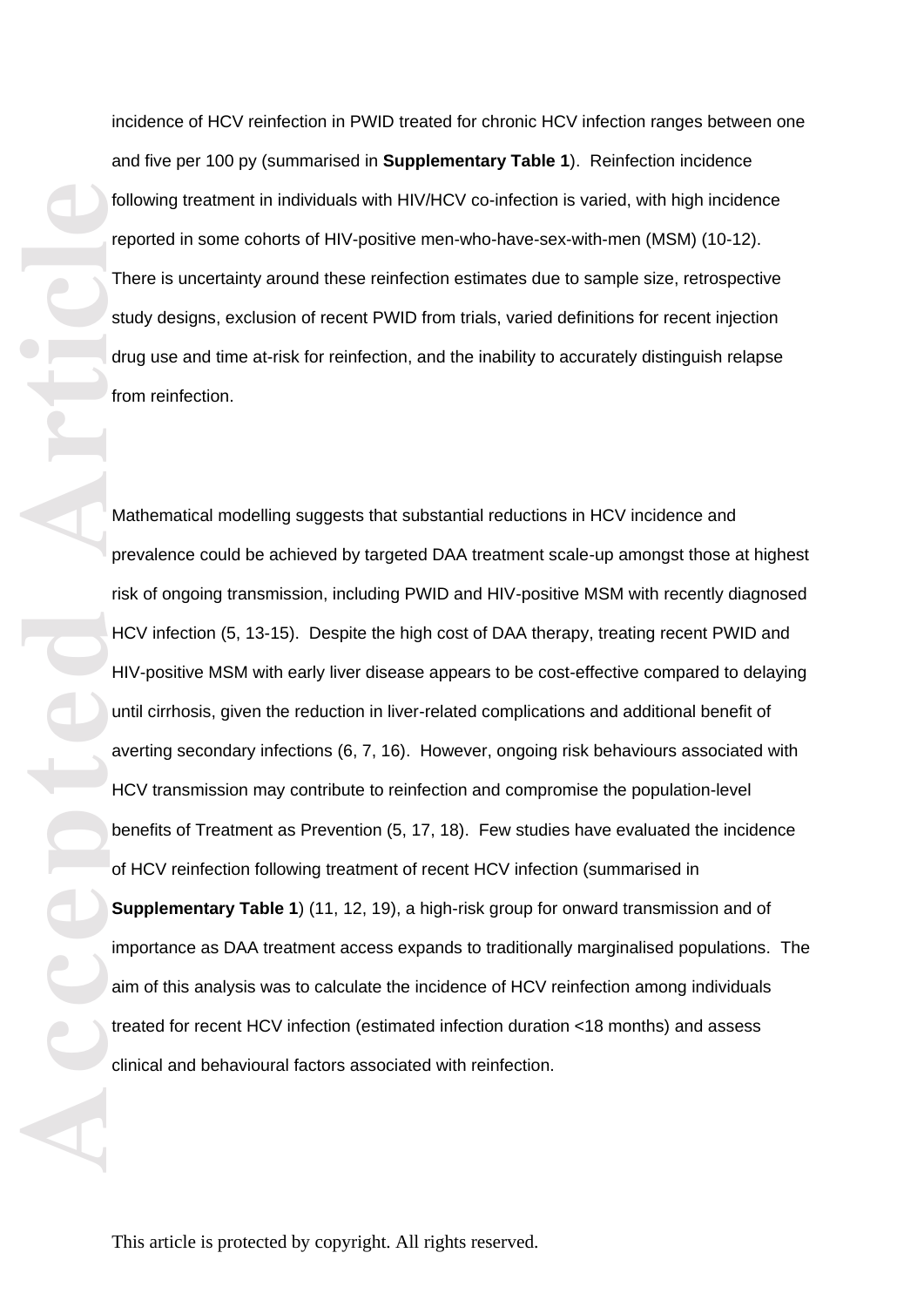incidence of HCV reinfection in PWID treated for chronic HCV infection ranges between one and five per 100 py (summarised in **Supplementary Table 1**). Reinfection incidence following treatment in individuals with HIV/HCV co-infection is varied, with high incidence reported in some cohorts of HIV-positive men-who-have-sex-with-men (MSM) (10-12). There is uncertainty around these reinfection estimates due to sample size, retrospective study designs, exclusion of recent PWID from trials, varied definitions for recent injection drug use and time at-risk for reinfection, and the inability to accurately distinguish relapse from reinfection.

Mathematical modelling suggests that substantial reductions in HCV incidence and prevalence could be achieved by targeted DAA treatment scale-up amongst those at highest risk of ongoing transmission, including PWID and HIV-positive MSM with recently diagnosed HCV infection (5, 13-15). Despite the high cost of DAA therapy, treating recent PWID and HIV-positive MSM with early liver disease appears to be cost-effective compared to delaying until cirrhosis, given the reduction in liver-related complications and additional benefit of averting secondary infections (6, 7, 16). However, ongoing risk behaviours associated with HCV transmission may contribute to reinfection and compromise the population-level benefits of Treatment as Prevention (5, 17, 18). Few studies have evaluated the incidence of HCV reinfection following treatment of recent HCV infection (summarised in **Supplementary Table 1**) (11, 12, 19), a high-risk group for onward transmission and of importance as DAA treatment access expands to traditionally marginalised populations. The aim of this analysis was to calculate the incidence of HCV reinfection among individuals treated for recent HCV infection (estimated infection duration <18 months) and assess clinical and behavioural factors associated with reinfection.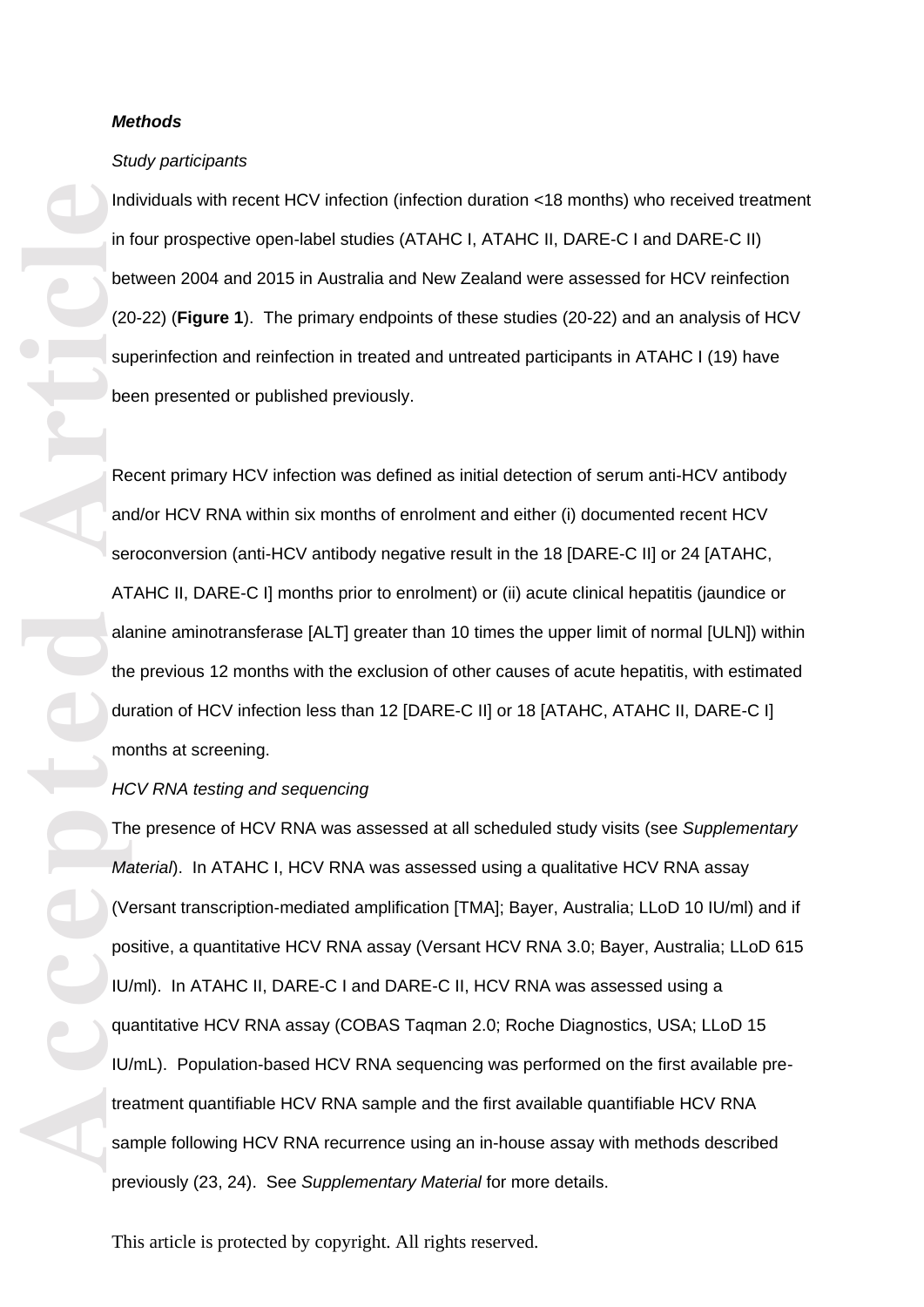***Methods***

*Study participants*

Individuals with recent HCV infection (infection duration <18 months) who received treatment in four prospective open-label studies (ATAHC I, ATAHC II, DARE-C I and DARE-C II) between 2004 and 2015 in Australia and New Zealand were assessed for HCV reinfection (20-22) (**Figure 1**). The primary endpoints of these studies (20-22) and an analysis of HCV superinfection and reinfection in treated and untreated participants in ATAHC I (19) have been presented or published previously.

Recent primary HCV infection was defined as initial detection of serum anti-HCV antibody and/or HCV RNA within six months of enrolment and either (i) documented recent HCV seroconversion (anti-HCV antibody negative result in the 18 [DARE-C II] or 24 [ATAHC, ATAHC II, DARE-C I] months prior to enrolment) or (ii) acute clinical hepatitis (jaundice or alanine aminotransferase [ALT] greater than 10 times the upper limit of normal [ULN]) within the previous 12 months with the exclusion of other causes of acute hepatitis, with estimated duration of HCV infection less than 12 [DARE-C II] or 18 [ATAHC, ATAHC II, DARE-C I] months at screening.

*HCV RNA testing and sequencing*

The presence of HCV RNA was assessed at all scheduled study visits (see *Supplementary Material*). In ATAHC I, HCV RNA was assessed using a qualitative HCV RNA assay (Versant transcription-mediated amplification [TMA]; Bayer, Australia; LLoD 10 IU/ml) and if positive, a quantitative HCV RNA assay (Versant HCV RNA 3.0; Bayer, Australia; LLoD 615 IU/ml). In ATAHC II, DARE-C I and DARE-C II, HCV RNA was assessed using a quantitative HCV RNA assay (COBAS Taqman 2.0; Roche Diagnostics, USA; LLoD 15 IU/mL). Population-based HCV RNA sequencing was performed on the first available pre-treatment quantifiable HCV RNA sample and the first available quantifiable HCV RNA sample following HCV RNA recurrence using an in-house assay with methods described previously (23, 24). See *Supplementary Material* for more details.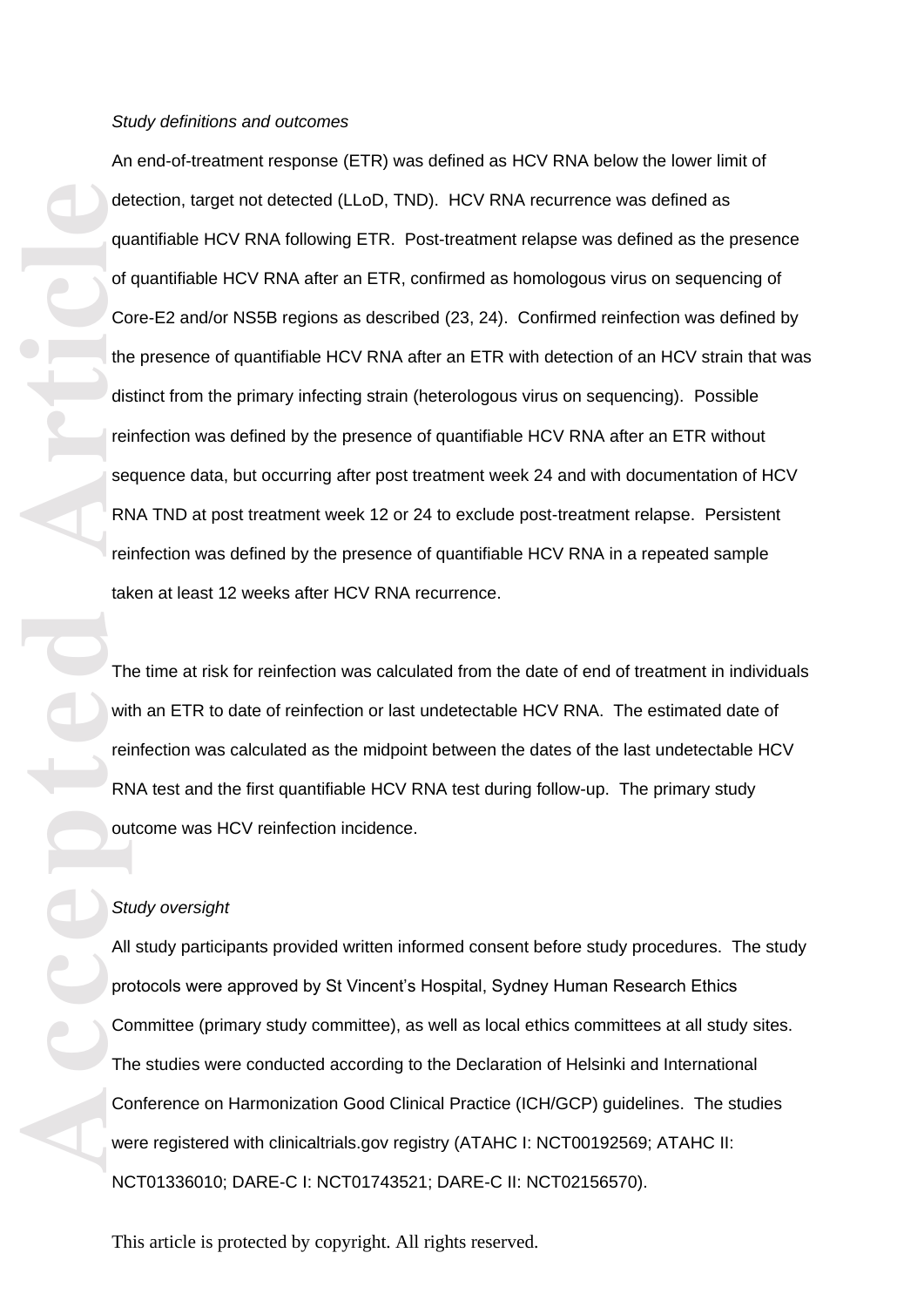*Study definitions and outcomes*

An end-of-treatment response (ETR) was defined as HCV RNA below the lower limit of detection, target not detected (LLoD, TND). HCV RNA recurrence was defined as quantifiable HCV RNA following ETR. Post-treatment relapse was defined as the presence of quantifiable HCV RNA after an ETR, confirmed as homologous virus on sequencing of Core-E2 and/or NS5B regions as described (23, 24). Confirmed reinfection was defined by the presence of quantifiable HCV RNA after an ETR with detection of an HCV strain that was distinct from the primary infecting strain (heterologous virus on sequencing). Possible reinfection was defined by the presence of quantifiable HCV RNA after an ETR without sequence data, but occurring after post treatment week 24 and with documentation of HCV RNA TND at post treatment week 12 or 24 to exclude post-treatment relapse. Persistent reinfection was defined by the presence of quantifiable HCV RNA in a repeated sample taken at least 12 weeks after HCV RNA recurrence.

The time at risk for reinfection was calculated from the date of end of treatment in individuals with an ETR to date of reinfection or last undetectable HCV RNA. The estimated date of reinfection was calculated as the midpoint between the dates of the last undetectable HCV RNA test and the first quantifiable HCV RNA test during follow-up. The primary study outcome was HCV reinfection incidence.

*Study oversight*

All study participants provided written informed consent before study procedures. The study protocols were approved by St Vincent's Hospital, Sydney Human Research Ethics Committee (primary study committee), as well as local ethics committees at all study sites. The studies were conducted according to the Declaration of Helsinki and International Conference on Harmonization Good Clinical Practice (ICH/GCP) guidelines. The studies were registered with clinicaltrials.gov registry (ATAHC I: NCT00192569; ATAHC II: NCT01336010; DARE-C I: NCT01743521; DARE-C II: NCT02156570).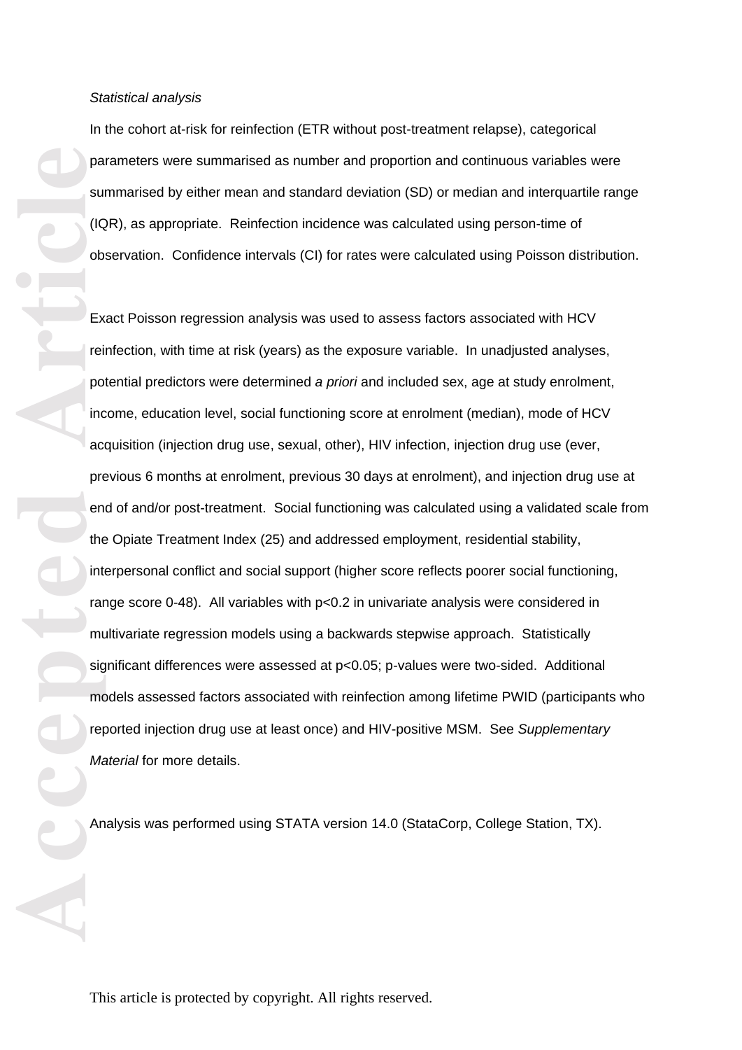*Statistical analysis*

In the cohort at-risk for reinfection (ETR without post-treatment relapse), categorical parameters were summarised as number and proportion and continuous variables were summarised by either mean and standard deviation (SD) or median and interquartile range (IQR), as appropriate. Reinfection incidence was calculated using person-time of observation. Confidence intervals (CI) for rates were calculated using Poisson distribution.

Exact Poisson regression analysis was used to assess factors associated with HCV reinfection, with time at risk (years) as the exposure variable. In unadjusted analyses, potential predictors were determined *a priori* and included sex, age at study enrolment, income, education level, social functioning score at enrolment (median), mode of HCV acquisition (injection drug use, sexual, other), HIV infection, injection drug use (ever, previous 6 months at enrolment, previous 30 days at enrolment), and injection drug use at end of and/or post-treatment. Social functioning was calculated using a validated scale from the Opiate Treatment Index (25) and addressed employment, residential stability, interpersonal conflict and social support (higher score reflects poorer social functioning, range score 0-48). All variables with $p<0.2$ in univariate analysis were considered in multivariate regression models using a backwards stepwise approach. Statistically significant differences were assessed at $p<0.05$; p-values were two-sided. Additional models assessed factors associated with reinfection among lifetime PWID (participants who reported injection drug use at least once) and HIV-positive MSM. See *Supplementary Material* for more details.

Analysis was performed using STATA version 14.0 (StataCorp, College Station, TX).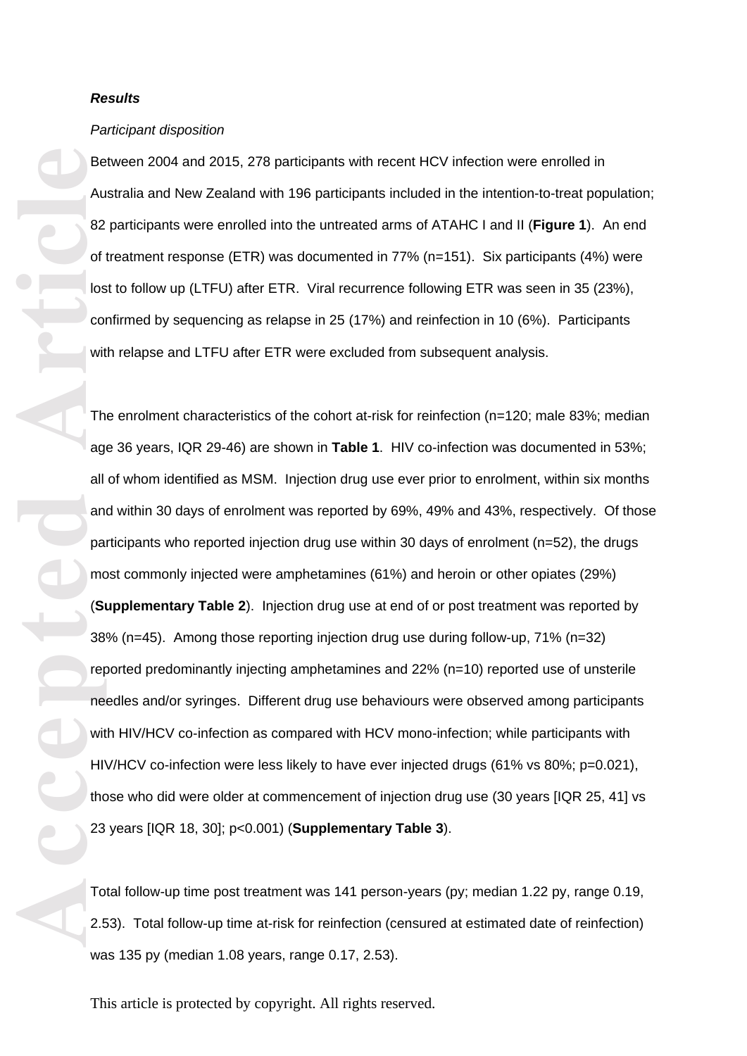***Results***

*Participant disposition*

Between 2004 and 2015, 278 participants with recent HCV infection were enrolled in Australia and New Zealand with 196 participants included in the intention-to-treat population; 82 participants were enrolled into the untreated arms of ATAHC I and II (**Figure 1**). An end of treatment response (ETR) was documented in 77% (n=151). Six participants (4%) were lost to follow up (LTFU) after ETR. Viral recurrence following ETR was seen in 35 (23%), confirmed by sequencing as relapse in 25 (17%) and reinfection in 10 (6%). Participants with relapse and LTFU after ETR were excluded from subsequent analysis.

The enrolment characteristics of the cohort at-risk for reinfection (n=120; male 83%; median age 36 years, IQR 29-46) are shown in **Table 1**. HIV co-infection was documented in 53%; all of whom identified as MSM. Injection drug use ever prior to enrolment, within six months and within 30 days of enrolment was reported by 69%, 49% and 43%, respectively. Of those participants who reported injection drug use within 30 days of enrolment (n=52), the drugs most commonly injected were amphetamines (61%) and heroin or other opiates (29%) (**Supplementary Table 2**). Injection drug use at end of or post treatment was reported by 38% (n=45). Among those reporting injection drug use during follow-up, 71% (n=32) reported predominantly injecting amphetamines and 22% (n=10) reported use of unsterile needles and/or syringes. Different drug use behaviours were observed among participants with HIV/HCV co-infection as compared with HCV mono-infection; while participants with HIV/HCV co-infection were less likely to have ever injected drugs (61% vs 80%; p=0.021), those who did were older at commencement of injection drug use (30 years [IQR 25, 41] vs 23 years [IQR 18, 30]; p<0.001) (**Supplementary Table 3**).

Total follow-up time post treatment was 141 person-years (py; median 1.22 py, range 0.19, 2.53). Total follow-up time at-risk for reinfection (censured at estimated date of reinfection) was 135 py (median 1.08 years, range 0.17, 2.53).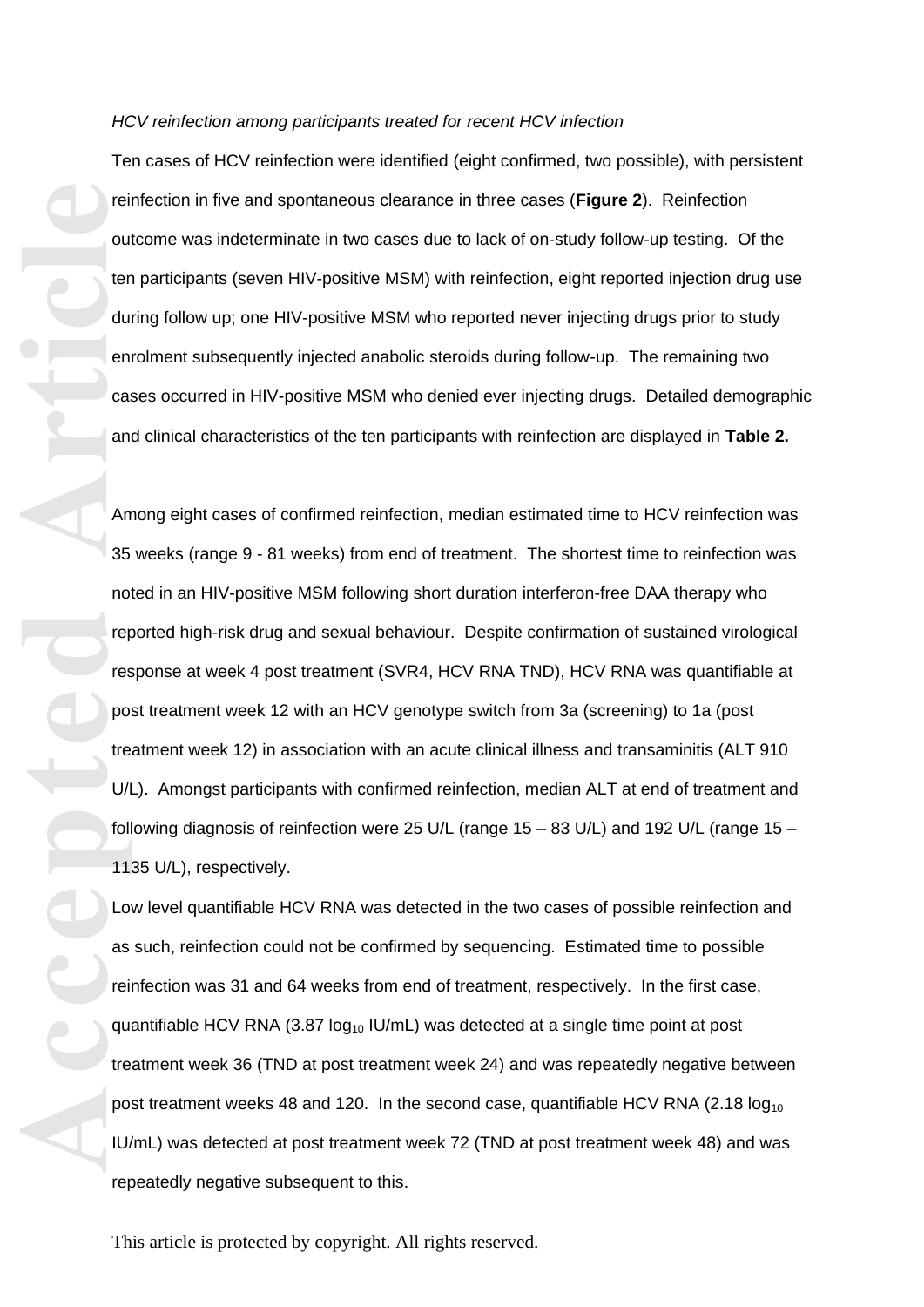*HCV reinfection among participants treated for recent HCV infection*

Ten cases of HCV reinfection were identified (eight confirmed, two possible), with persistent reinfection in five and spontaneous clearance in three cases (**Figure 2**). Reinfection outcome was indeterminate in two cases due to lack of on-study follow-up testing. Of the ten participants (seven HIV-positive MSM) with reinfection, eight reported injection drug use during follow up; one HIV-positive MSM who reported never injecting drugs prior to study enrolment subsequently injected anabolic steroids during follow-up. The remaining two cases occurred in HIV-positive MSM who denied ever injecting drugs. Detailed demographic and clinical characteristics of the ten participants with reinfection are displayed in **Table 2.**

Among eight cases of confirmed reinfection, median estimated time to HCV reinfection was 35 weeks (range 9 - 81 weeks) from end of treatment. The shortest time to reinfection was noted in an HIV-positive MSM following short duration interferon-free DAA therapy who reported high-risk drug and sexual behaviour. Despite confirmation of sustained virological response at week 4 post treatment (SVR4, HCV RNA TND), HCV RNA was quantifiable at post treatment week 12 with an HCV genotype switch from 3a (screening) to 1a (post treatment week 12) in association with an acute clinical illness and transaminitis (ALT 910 U/L). Amongst participants with confirmed reinfection, median ALT at end of treatment and following diagnosis of reinfection were 25 U/L (range 15 – 83 U/L) and 192 U/L (range 15 – 1135 U/L), respectively.

Low level quantifiable HCV RNA was detected in the two cases of possible reinfection and as such, reinfection could not be confirmed by sequencing. Estimated time to possible reinfection was 31 and 64 weeks from end of treatment, respectively. In the first case, quantifiable HCV RNA (3.87 $\log_{10}$ IU/mL) was detected at a single time point at post treatment week 36 (TND at post treatment week 24) and was repeatedly negative between post treatment weeks 48 and 120. In the second case, quantifiable HCV RNA (2.18 $\log_{10}$ IU/mL) was detected at post treatment week 72 (TND at post treatment week 48) and was repeatedly negative subsequent to this.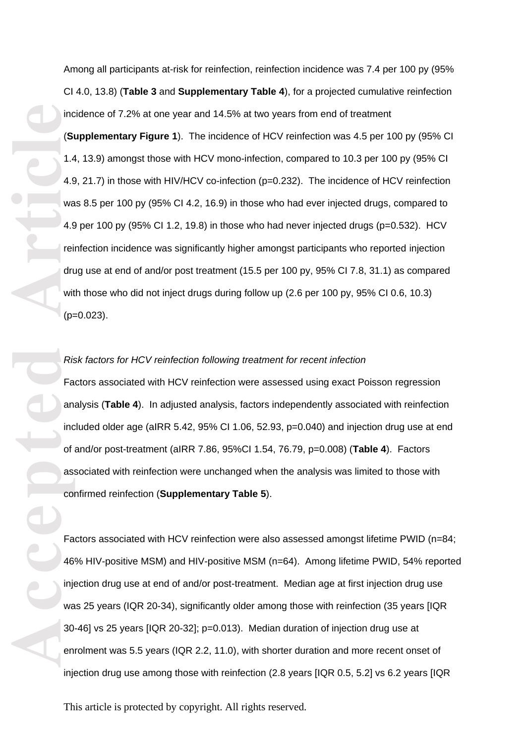Among all participants at-risk for reinfection, reinfection incidence was 7.4 per 100 py (95% CI 4.0, 13.8) (**Table 3** and **Supplementary Table 4**), for a projected cumulative reinfection incidence of 7.2% at one year and 14.5% at two years from end of treatment (**Supplementary Figure 1**). The incidence of HCV reinfection was 4.5 per 100 py (95% CI 1.4, 13.9) amongst those with HCV mono-infection, compared to 10.3 per 100 py (95% CI 4.9, 21.7) in those with HIV/HCV co-infection (p=0.232). The incidence of HCV reinfection was 8.5 per 100 py (95% CI 4.2, 16.9) in those who had ever injected drugs, compared to 4.9 per 100 py (95% CI 1.2, 19.8) in those who had never injected drugs (p=0.532). HCV reinfection incidence was significantly higher amongst participants who reported injection drug use at end of and/or post treatment (15.5 per 100 py, 95% CI 7.8, 31.1) as compared with those who did not inject drugs during follow up (2.6 per 100 py, 95% CI 0.6, 10.3) (p=0.023).

*Risk factors for HCV reinfection following treatment for recent infection*

Factors associated with HCV reinfection were assessed using exact Poisson regression analysis (**Table 4**). In adjusted analysis, factors independently associated with reinfection included older age (aIRR 5.42, 95% CI 1.06, 52.93, p=0.040) and injection drug use at end of and/or post-treatment (aIRR 7.86, 95%CI 1.54, 76.79, p=0.008) (**Table 4**). Factors associated with reinfection were unchanged when the analysis was limited to those with confirmed reinfection (**Supplementary Table 5**).

Factors associated with HCV reinfection were also assessed amongst lifetime PWID (n=84; 46% HIV-positive MSM) and HIV-positive MSM (n=64). Among lifetime PWID, 54% reported injection drug use at end of and/or post-treatment. Median age at first injection drug use was 25 years (IQR 20-34), significantly older among those with reinfection (35 years [IQR 30-46] vs 25 years [IQR 20-32]; p=0.013). Median duration of injection drug use at enrolment was 5.5 years (IQR 2.2, 11.0), with shorter duration and more recent onset of injection drug use among those with reinfection (2.8 years [IQR 0.5, 5.2] vs 6.2 years [IQR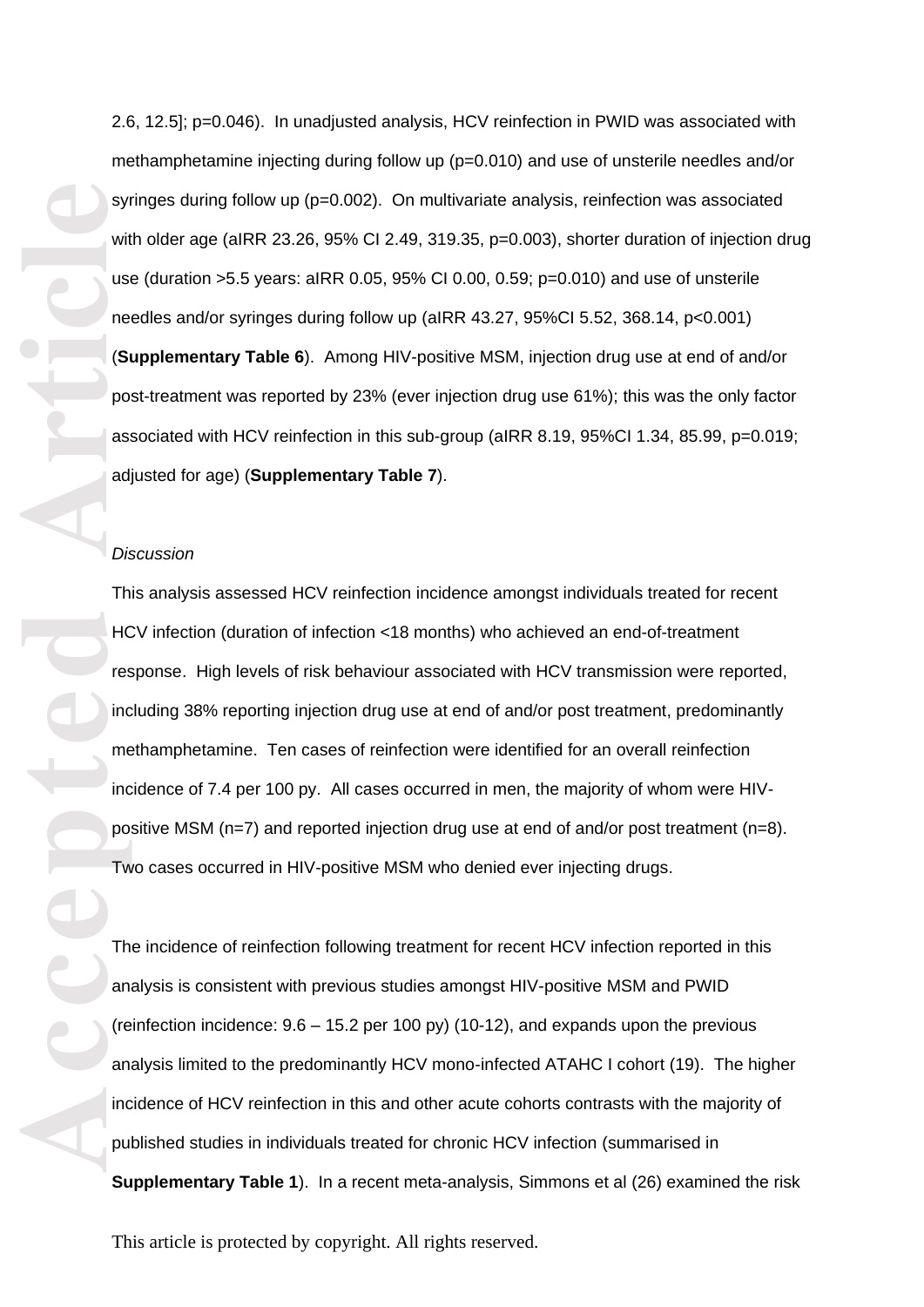2.6, 12.5]; p=0.046). In unadjusted analysis, HCV reinfection in PWID was associated with methamphetamine injecting during follow up (p=0.010) and use of unsterile needles and/or syringes during follow up (p=0.002). On multivariate analysis, reinfection was associated with older age (aIRR 23.26, 95% CI 2.49, 319.35, p=0.003), shorter duration of injection drug use (duration >5.5 years: aIRR 0.05, 95% CI 0.00, 0.59; p=0.010) and use of unsterile needles and/or syringes during follow up (aIRR 43.27, 95%CI 5.52, 368.14, p<0.001) (**Supplementary Table 6**). Among HIV-positive MSM, injection drug use at end of and/or post-treatment was reported by 23% (ever injection drug use 61%); this was the only factor associated with HCV reinfection in this sub-group (aIRR 8.19, 95%CI 1.34, 85.99, p=0.019; adjusted for age) (**Supplementary Table 7**).

*Discussion*

This analysis assessed HCV reinfection incidence amongst individuals treated for recent HCV infection (duration of infection <18 months) who achieved an end-of-treatment response. High levels of risk behaviour associated with HCV transmission were reported, including 38% reporting injection drug use at end of and/or post treatment, predominantly methamphetamine. Ten cases of reinfection were identified for an overall reinfection incidence of 7.4 per 100 py. All cases occurred in men, the majority of whom were HIV-positive MSM (n=7) and reported injection drug use at end of and/or post treatment (n=8). Two cases occurred in HIV-positive MSM who denied ever injecting drugs.

The incidence of reinfection following treatment for recent HCV infection reported in this analysis is consistent with previous studies amongst HIV-positive MSM and PWID (reinfection incidence: 9.6 – 15.2 per 100 py) (10-12), and expands upon the previous analysis limited to the predominantly HCV mono-infected ATAHC I cohort (19). The higher incidence of HCV reinfection in this and other acute cohorts contrasts with the majority of published studies in individuals treated for chronic HCV infection (summarised in **Supplementary Table 1**). In a recent meta-analysis, Simmons et al (26) examined the risk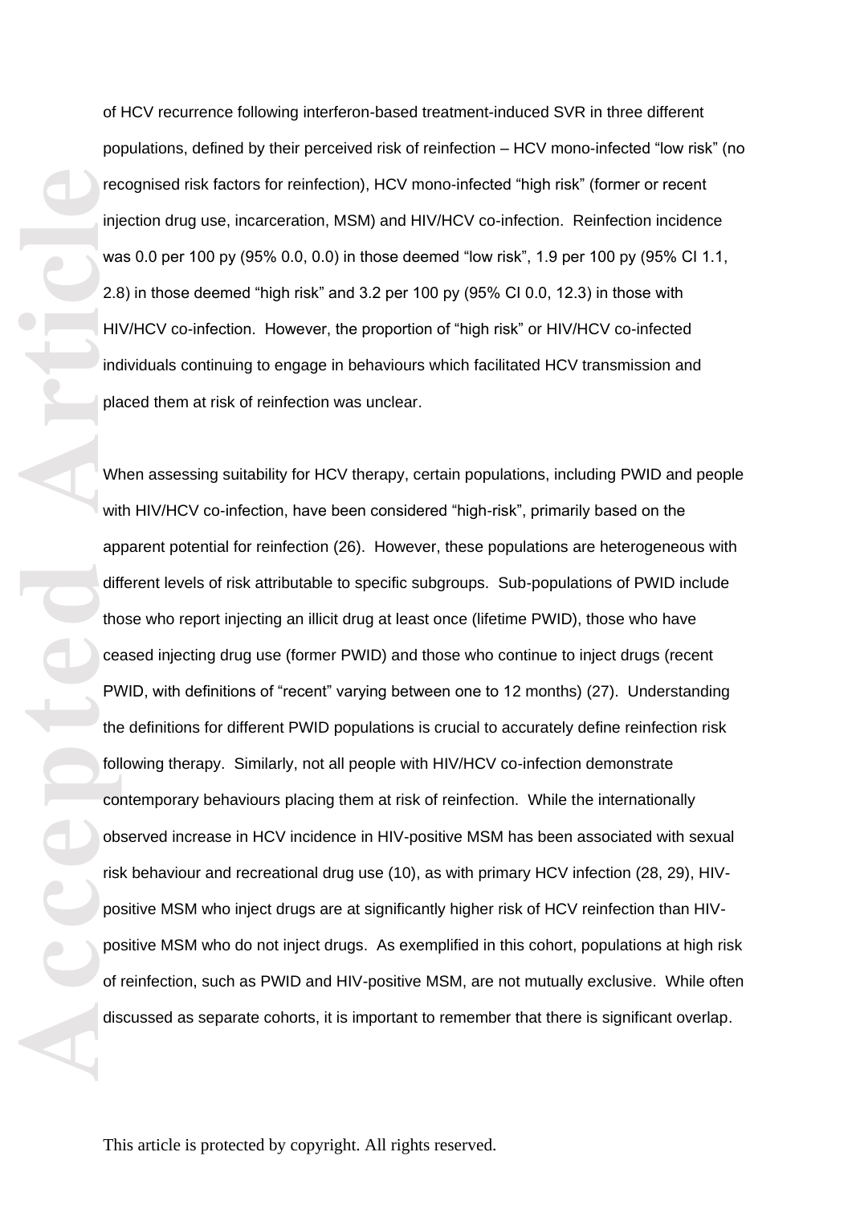of HCV recurrence following interferon-based treatment-induced SVR in three different populations, defined by their perceived risk of reinfection – HCV mono-infected "low risk" (no recognised risk factors for reinfection), HCV mono-infected "high risk" (former or recent injection drug use, incarceration, MSM) and HIV/HCV co-infection. Reinfection incidence was 0.0 per 100 py (95% 0.0, 0.0) in those deemed "low risk", 1.9 per 100 py (95% CI 1.1, 2.8) in those deemed "high risk" and 3.2 per 100 py (95% CI 0.0, 12.3) in those with HIV/HCV co-infection. However, the proportion of "high risk" or HIV/HCV co-infected individuals continuing to engage in behaviours which facilitated HCV transmission and placed them at risk of reinfection was unclear.

When assessing suitability for HCV therapy, certain populations, including PWID and people with HIV/HCV co-infection, have been considered "high-risk", primarily based on the apparent potential for reinfection (26). However, these populations are heterogeneous with different levels of risk attributable to specific subgroups. Sub-populations of PWID include those who report injecting an illicit drug at least once (lifetime PWID), those who have ceased injecting drug use (former PWID) and those who continue to inject drugs (recent PWID, with definitions of "recent" varying between one to 12 months) (27). Understanding the definitions for different PWID populations is crucial to accurately define reinfection risk following therapy. Similarly, not all people with HIV/HCV co-infection demonstrate contemporary behaviours placing them at risk of reinfection. While the internationally observed increase in HCV incidence in HIV-positive MSM has been associated with sexual risk behaviour and recreational drug use (10), as with primary HCV infection (28, 29), HIV-positive MSM who inject drugs are at significantly higher risk of HCV reinfection than HIV-positive MSM who do not inject drugs. As exemplified in this cohort, populations at high risk of reinfection, such as PWID and HIV-positive MSM, are not mutually exclusive. While often discussed as separate cohorts, it is important to remember that there is significant overlap.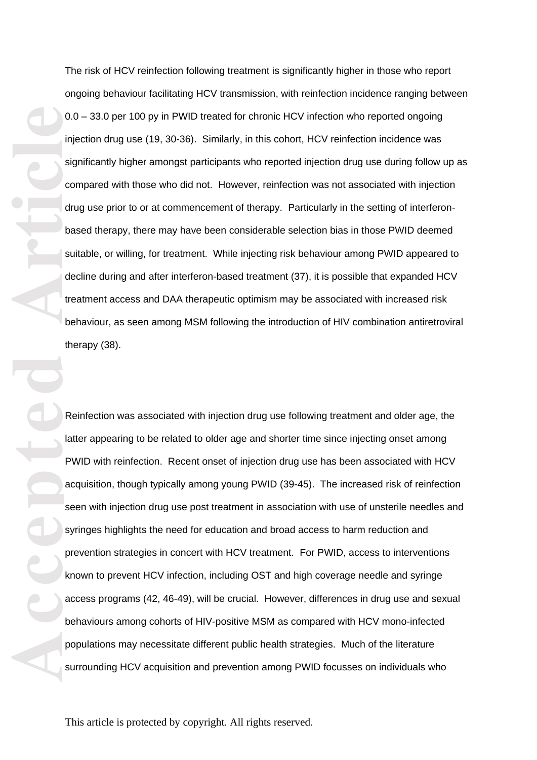The risk of HCV reinfection following treatment is significantly higher in those who report ongoing behaviour facilitating HCV transmission, with reinfection incidence ranging between 0.0 – 33.0 per 100 py in PWID treated for chronic HCV infection who reported ongoing injection drug use (19, 30-36). Similarly, in this cohort, HCV reinfection incidence was significantly higher amongst participants who reported injection drug use during follow up as compared with those who did not. However, reinfection was not associated with injection drug use prior to or at commencement of therapy. Particularly in the setting of interferon-based therapy, there may have been considerable selection bias in those PWID deemed suitable, or willing, for treatment. While injecting risk behaviour among PWID appeared to decline during and after interferon-based treatment (37), it is possible that expanded HCV treatment access and DAA therapeutic optimism may be associated with increased risk behaviour, as seen among MSM following the introduction of HIV combination antiretroviral therapy (38).

Reinfection was associated with injection drug use following treatment and older age, the latter appearing to be related to older age and shorter time since injecting onset among PWID with reinfection. Recent onset of injection drug use has been associated with HCV acquisition, though typically among young PWID (39-45). The increased risk of reinfection seen with injection drug use post treatment in association with use of unsterile needles and syringes highlights the need for education and broad access to harm reduction and prevention strategies in concert with HCV treatment. For PWID, access to interventions known to prevent HCV infection, including OST and high coverage needle and syringe access programs (42, 46-49), will be crucial. However, differences in drug use and sexual behaviours among cohorts of HIV-positive MSM as compared with HCV mono-infected populations may necessitate different public health strategies. Much of the literature surrounding HCV acquisition and prevention among PWID focusses on individuals who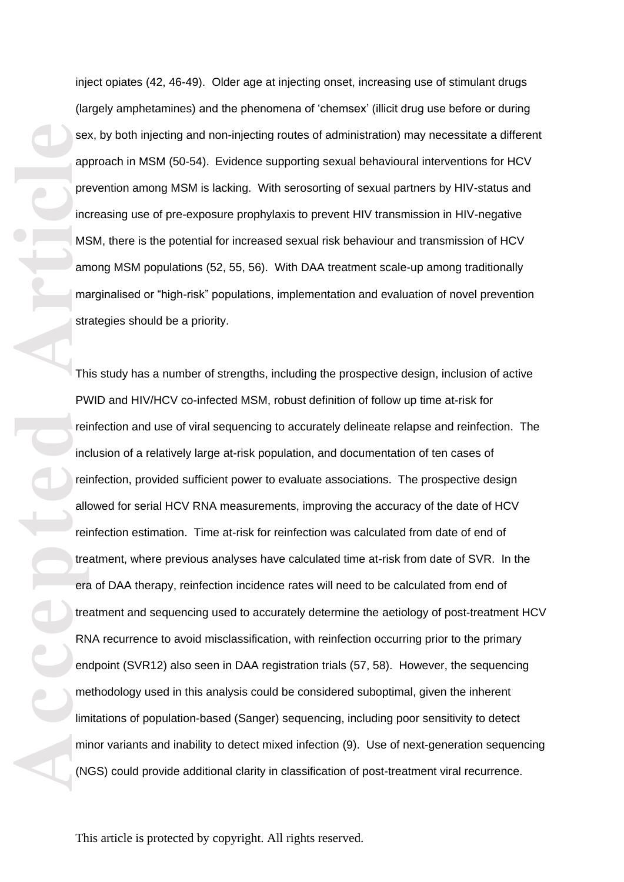inject opiates (42, 46-49). Older age at injecting onset, increasing use of stimulant drugs (largely amphetamines) and the phenomena of 'chemsex' (illicit drug use before or during sex, by both injecting and non-injecting routes of administration) may necessitate a different approach in MSM (50-54). Evidence supporting sexual behavioural interventions for HCV prevention among MSM is lacking. With serosorting of sexual partners by HIV-status and increasing use of pre-exposure prophylaxis to prevent HIV transmission in HIV-negative MSM, there is the potential for increased sexual risk behaviour and transmission of HCV among MSM populations (52, 55, 56). With DAA treatment scale-up among traditionally marginalised or "high-risk" populations, implementation and evaluation of novel prevention strategies should be a priority.

This study has a number of strengths, including the prospective design, inclusion of active PWID and HIV/HCV co-infected MSM, robust definition of follow up time at-risk for reinfection and use of viral sequencing to accurately delineate relapse and reinfection. The inclusion of a relatively large at-risk population, and documentation of ten cases of reinfection, provided sufficient power to evaluate associations. The prospective design allowed for serial HCV RNA measurements, improving the accuracy of the date of HCV reinfection estimation. Time at-risk for reinfection was calculated from date of end of treatment, where previous analyses have calculated time at-risk from date of SVR. In the era of DAA therapy, reinfection incidence rates will need to be calculated from end of treatment and sequencing used to accurately determine the aetiology of post-treatment HCV RNA recurrence to avoid misclassification, with reinfection occurring prior to the primary endpoint (SVR12) also seen in DAA registration trials (57, 58). However, the sequencing methodology used in this analysis could be considered suboptimal, given the inherent limitations of population-based (Sanger) sequencing, including poor sensitivity to detect minor variants and inability to detect mixed infection (9). Use of next-generation sequencing (NGS) could provide additional clarity in classification of post-treatment viral recurrence.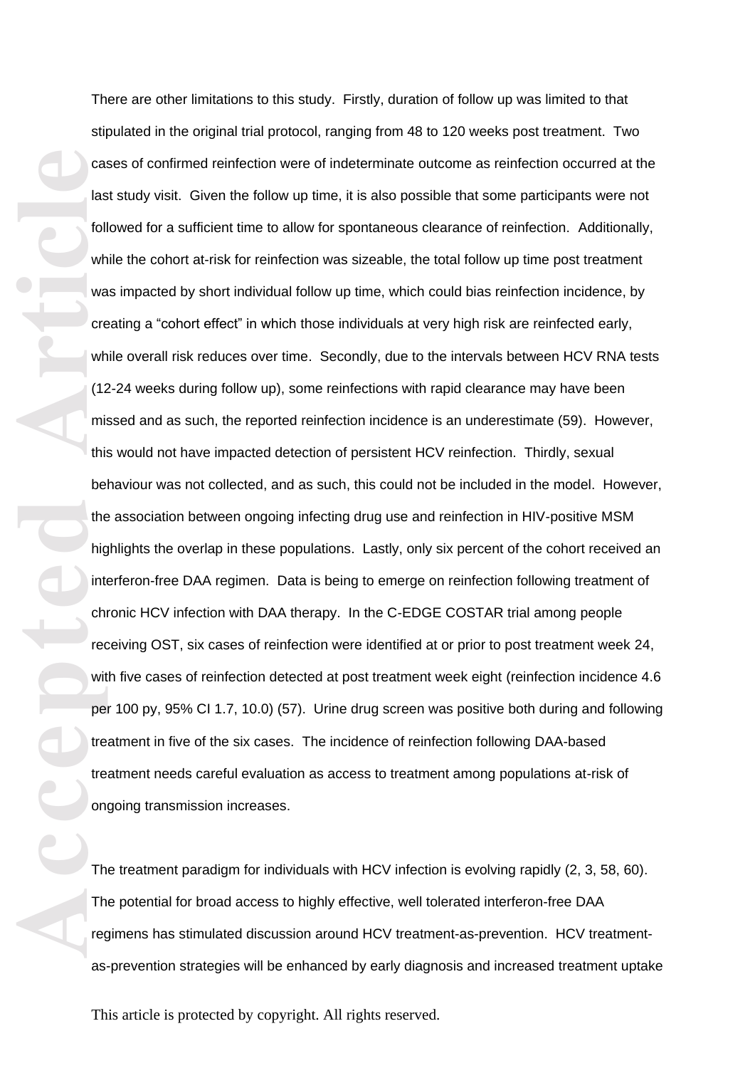There are other limitations to this study. Firstly, duration of follow up was limited to that stipulated in the original trial protocol, ranging from 48 to 120 weeks post treatment. Two cases of confirmed reinfection were of indeterminate outcome as reinfection occurred at the last study visit. Given the follow up time, it is also possible that some participants were not followed for a sufficient time to allow for spontaneous clearance of reinfection. Additionally, while the cohort at-risk for reinfection was sizeable, the total follow up time post treatment was impacted by short individual follow up time, which could bias reinfection incidence, by creating a "cohort effect" in which those individuals at very high risk are reinfected early, while overall risk reduces over time. Secondly, due to the intervals between HCV RNA tests (12-24 weeks during follow up), some reinfections with rapid clearance may have been missed and as such, the reported reinfection incidence is an underestimate (59). However, this would not have impacted detection of persistent HCV reinfection. Thirdly, sexual behaviour was not collected, and as such, this could not be included in the model. However, the association between ongoing infecting drug use and reinfection in HIV-positive MSM highlights the overlap in these populations. Lastly, only six percent of the cohort received an interferon-free DAA regimen. Data is being to emerge on reinfection following treatment of chronic HCV infection with DAA therapy. In the C-EDGE COSTAR trial among people receiving OST, six cases of reinfection were identified at or prior to post treatment week 24, with five cases of reinfection detected at post treatment week eight (reinfection incidence 4.6 per 100 py, 95% CI 1.7, 10.0) (57). Urine drug screen was positive both during and following treatment in five of the six cases. The incidence of reinfection following DAA-based treatment needs careful evaluation as access to treatment among populations at-risk of ongoing transmission increases.

The treatment paradigm for individuals with HCV infection is evolving rapidly (2, 3, 58, 60). The potential for broad access to highly effective, well tolerated interferon-free DAA regimens has stimulated discussion around HCV treatment-as-prevention. HCV treatment-as-prevention strategies will be enhanced by early diagnosis and increased treatment uptake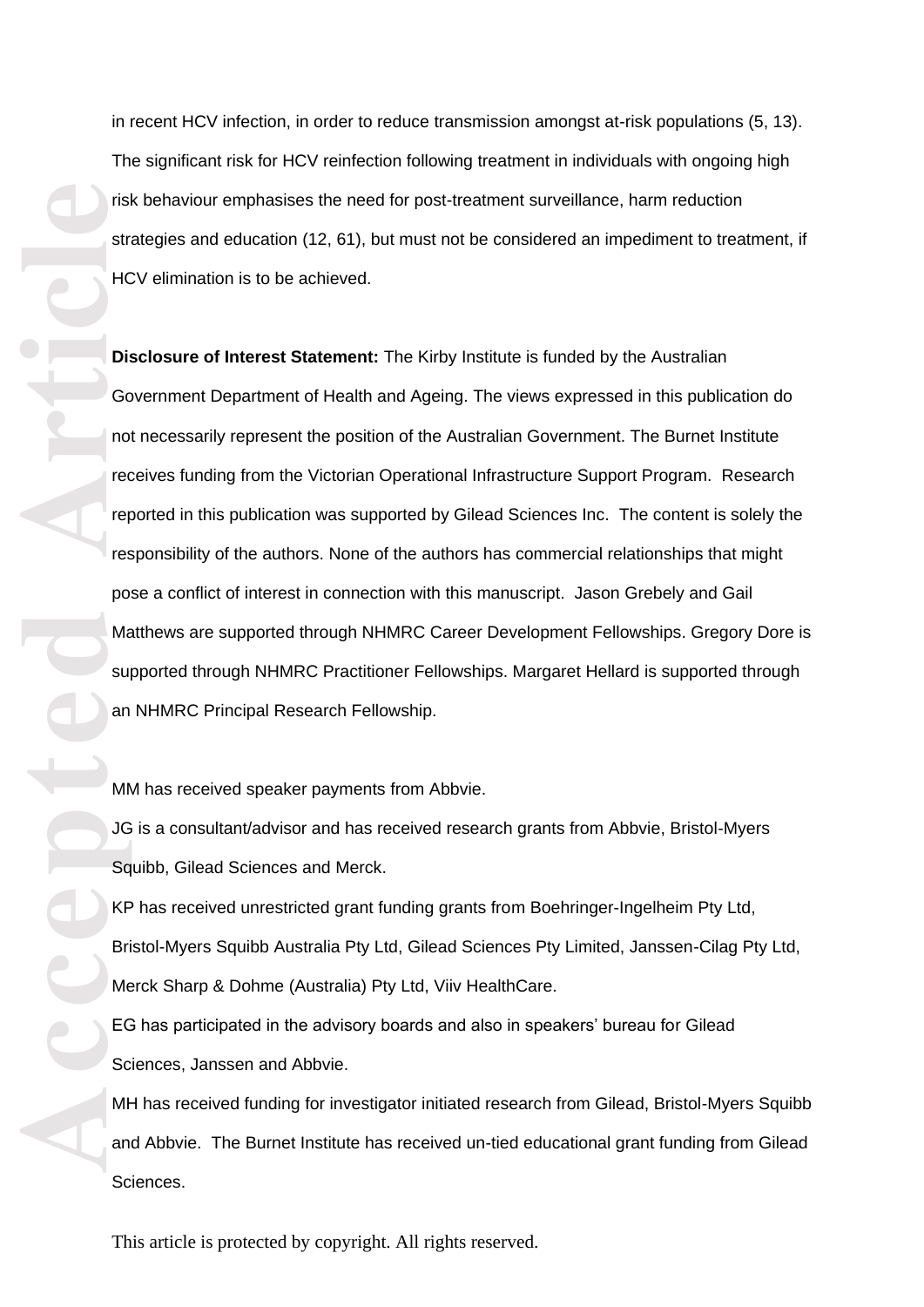in recent HCV infection, in order to reduce transmission amongst at-risk populations (5, 13). The significant risk for HCV reinfection following treatment in individuals with ongoing high risk behaviour emphasises the need for post-treatment surveillance, harm reduction strategies and education (12, 61), but must not be considered an impediment to treatment, if HCV elimination is to be achieved.

**Disclosure of Interest Statement:** The Kirby Institute is funded by the Australian Government Department of Health and Ageing. The views expressed in this publication do not necessarily represent the position of the Australian Government. The Burnet Institute receives funding from the Victorian Operational Infrastructure Support Program. Research reported in this publication was supported by Gilead Sciences Inc. The content is solely the responsibility of the authors. None of the authors has commercial relationships that might pose a conflict of interest in connection with this manuscript. Jason Grebely and Gail Matthews are supported through NHMRC Career Development Fellowships. Gregory Dore is supported through NHMRC Practitioner Fellowships. Margaret Hellard is supported through an NHMRC Principal Research Fellowship.

MM has received speaker payments from Abbvie.

JG is a consultant/advisor and has received research grants from Abbvie, Bristol-Myers Squibb, Gilead Sciences and Merck.

KP has received unrestricted grant funding grants from Boehringer-Ingelheim Pty Ltd, Bristol-Myers Squibb Australia Pty Ltd, Gilead Sciences Pty Limited, Janssen-Cilag Pty Ltd, Merck Sharp & Dohme (Australia) Pty Ltd, Viiv HealthCare.

EG has participated in the advisory boards and also in speakers' bureau for Gilead Sciences, Janssen and Abbvie.

MH has received funding for investigator initiated research from Gilead, Bristol-Myers Squibb and Abbvie. The Burnet Institute has received un-tied educational grant funding from Gilead Sciences.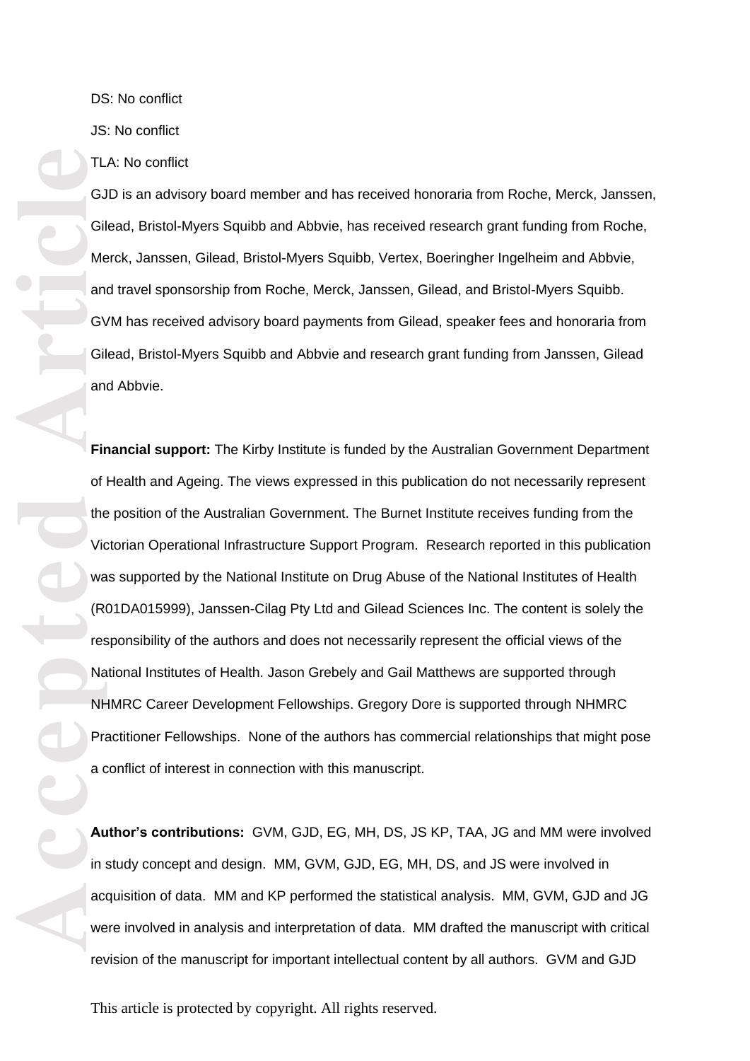DS: No conflict

JS: No conflict

TLA: No conflict

GJD is an advisory board member and has received honoraria from Roche, Merck, Janssen, Gilead, Bristol-Myers Squibb and Abbvie, has received research grant funding from Roche, Merck, Janssen, Gilead, Bristol-Myers Squibb, Vertex, Boeringher Ingelheim and Abbvie, and travel sponsorship from Roche, Merck, Janssen, Gilead, and Bristol-Myers Squibb. GVM has received advisory board payments from Gilead, speaker fees and honoraria from Gilead, Bristol-Myers Squibb and Abbvie and research grant funding from Janssen, Gilead and Abbvie.

**Financial support:** The Kirby Institute is funded by the Australian Government Department of Health and Ageing. The views expressed in this publication do not necessarily represent the position of the Australian Government. The Burnet Institute receives funding from the Victorian Operational Infrastructure Support Program. Research reported in this publication was supported by the National Institute on Drug Abuse of the National Institutes of Health (R01DA015999), Janssen-Cilag Pty Ltd and Gilead Sciences Inc. The content is solely the responsibility of the authors and does not necessarily represent the official views of the National Institutes of Health. Jason Grebely and Gail Matthews are supported through NHMRC Career Development Fellowships. Gregory Dore is supported through NHMRC Practitioner Fellowships. None of the authors has commercial relationships that might pose a conflict of interest in connection with this manuscript.

**Author's contributions:** GVM, GJD, EG, MH, DS, JS KP, TAA, JG and MM were involved in study concept and design. MM, GVM, GJD, EG, MH, DS, and JS were involved in acquisition of data. MM and KP performed the statistical analysis. MM, GVM, GJD and JG were involved in analysis and interpretation of data. MM drafted the manuscript with critical revision of the manuscript for important intellectual content by all authors. GVM and GJD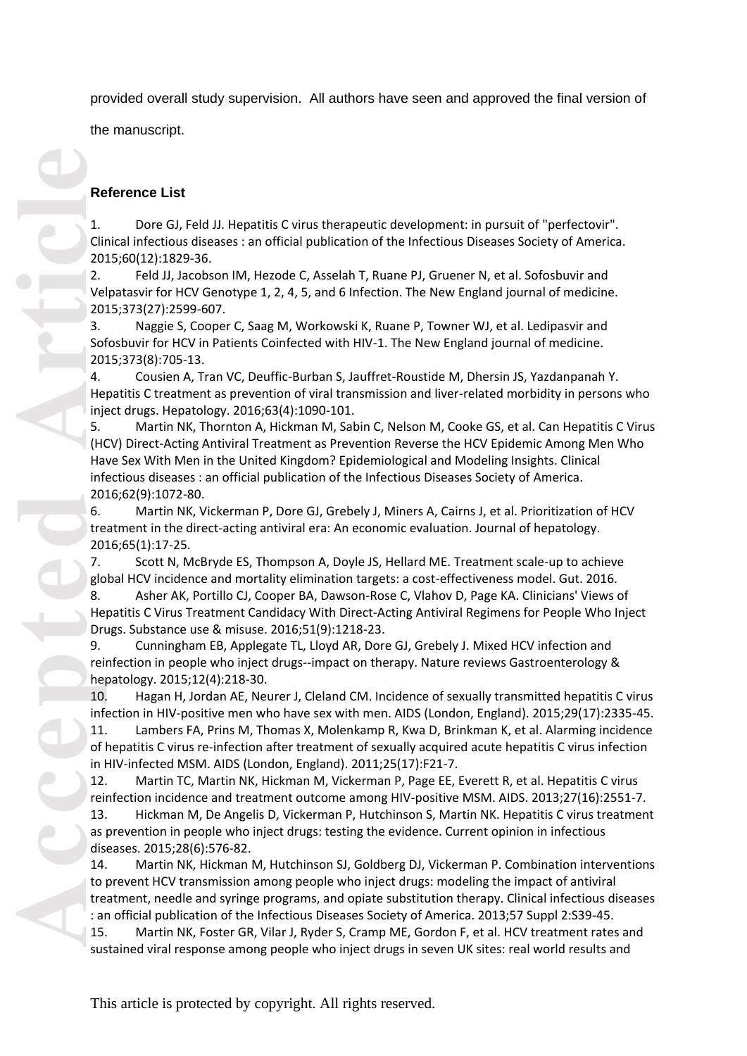provided overall study supervision. All authors have seen and approved the final version of the manuscript.

**Reference List**

1. Dore GJ, Feld JJ. Hepatitis C virus therapeutic development: in pursuit of "perfectovir". Clinical infectious diseases : an official publication of the Infectious Diseases Society of America. 2015;60(12):1829-36.
2. Feld JJ, Jacobson IM, Hezode C, Asselah T, Ruane PJ, Gruener N, et al. Sofosbuvir and Velpatasvir for HCV Genotype 1, 2, 4, 5, and 6 Infection. The New England journal of medicine. 2015;373(27):2599-607.
3. Naggie S, Cooper C, Saag M, Workowski K, Ruane P, Towner WJ, et al. Ledipasvir and Sofosbuvir for HCV in Patients Coinfected with HIV-1. The New England journal of medicine. 2015;373(8):705-13.
4. Cousien A, Tran VC, Deuffic-Burban S, Jauffret-Roustide M, Dhersin JS, Yazdanpanah Y. Hepatitis C treatment as prevention of viral transmission and liver-related morbidity in persons who inject drugs. Hepatology. 2016;63(4):1090-101.
5. Martin NK, Thornton A, Hickman M, Sabin C, Nelson M, Cooke GS, et al. Can Hepatitis C Virus (HCV) Direct-Acting Antiviral Treatment as Prevention Reverse the HCV Epidemic Among Men Who Have Sex With Men in the United Kingdom? Epidemiological and Modeling Insights. Clinical infectious diseases : an official publication of the Infectious Diseases Society of America. 2016;62(9):1072-80.
6. Martin NK, Vickerman P, Dore GJ, Grebely J, Miners A, Cairns J, et al. Prioritization of HCV treatment in the direct-acting antiviral era: An economic evaluation. Journal of hepatology. 2016;65(1):17-25.
7. Scott N, McBryde ES, Thompson A, Doyle JS, Hellard ME. Treatment scale-up to achieve global HCV incidence and mortality elimination targets: a cost-effectiveness model. Gut. 2016.
8. Asher AK, Portillo CJ, Cooper BA, Dawson-Rose C, Vlahov D, Page KA. Clinicians' Views of Hepatitis C Virus Treatment Candidacy With Direct-Acting Antiviral Regimens for People Who Inject Drugs. Substance use & misuse. 2016;51(9):1218-23.
9. Cunningham EB, Applegate TL, Lloyd AR, Dore GJ, Grebely J. Mixed HCV infection and reinfection in people who inject drugs--impact on therapy. Nature reviews Gastroenterology & hepatology. 2015;12(4):218-30.
10. Hagan H, Jordan AE, Neurer J, Cleland CM. Incidence of sexually transmitted hepatitis C virus infection in HIV-positive men who have sex with men. AIDS (London, England). 2015;29(17):2335-45.
11. Lambers FA, Prins M, Thomas X, Molenkamp R, Kwa D, Brinkman K, et al. Alarming incidence of hepatitis C virus re-infection after treatment of sexually acquired acute hepatitis C virus infection in HIV-infected MSM. AIDS (London, England). 2011;25(17):F21-7.
12. Martin TC, Martin NK, Hickman M, Vickerman P, Page EE, Everett R, et al. Hepatitis C virus reinfection incidence and treatment outcome among HIV-positive MSM. AIDS. 2013;27(16):2551-7.
13. Hickman M, De Angelis D, Vickerman P, Hutchinson S, Martin NK. Hepatitis C virus treatment as prevention in people who inject drugs: testing the evidence. Current opinion in infectious diseases. 2015;28(6):576-82.
14. Martin NK, Hickman M, Hutchinson SJ, Goldberg DJ, Vickerman P. Combination interventions to prevent HCV transmission among people who inject drugs: modeling the impact of antiviral treatment, needle and syringe programs, and opiate substitution therapy. Clinical infectious diseases : an official publication of the Infectious Diseases Society of America. 2013;57 Suppl 2:S39-45.
15. Martin NK, Foster GR, Vilar J, Ryder S, Cramp ME, Gordon F, et al. HCV treatment rates and sustained viral response among people who inject drugs in seven UK sites: real world results and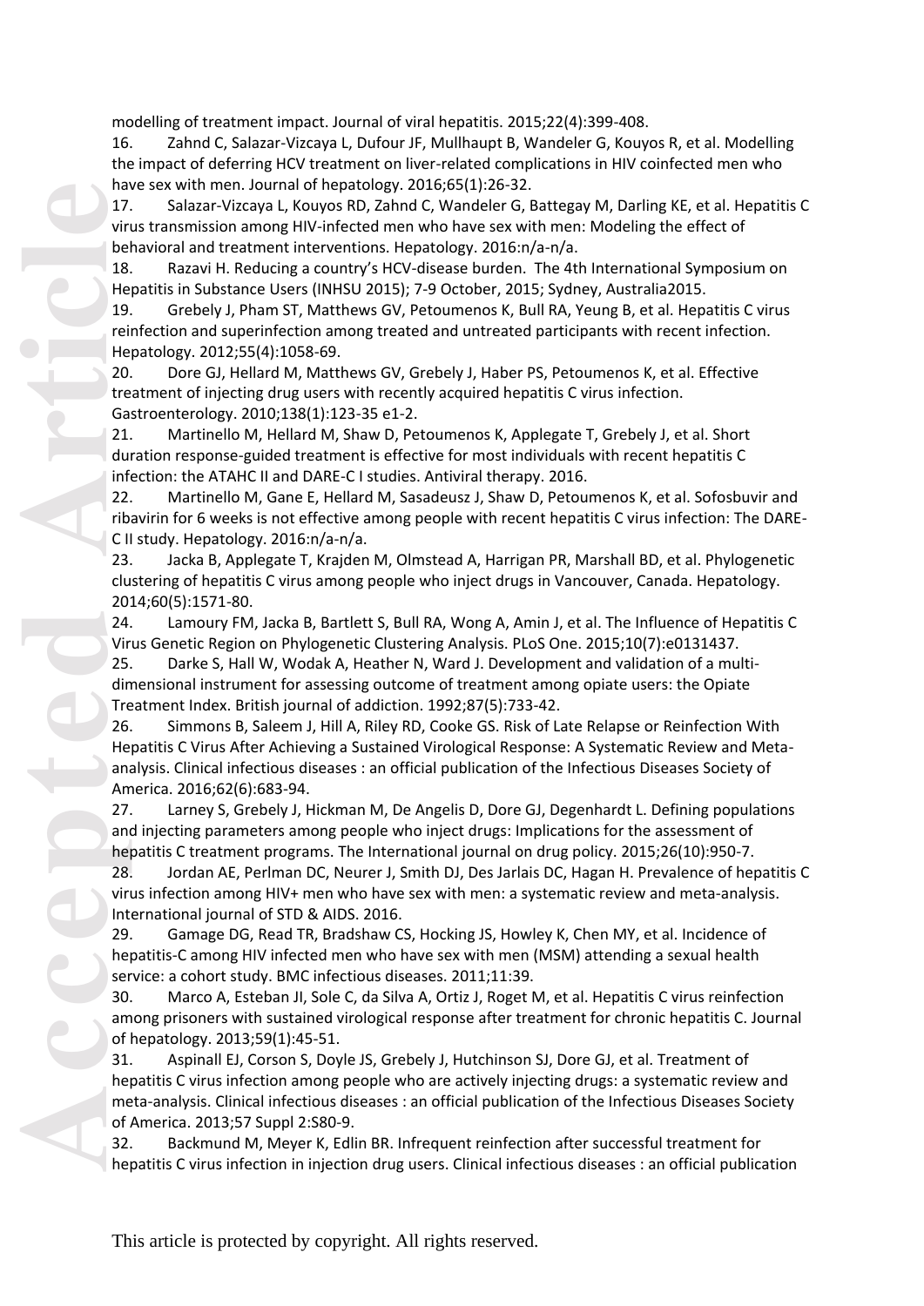modelling of treatment impact. Journal of viral hepatitis. 2015;22(4):399-408.

16. Zahnd C, Salazar-Vizcaya L, Dufour JF, Mullhaupt B, Wandeler G, Kouyos R, et al. Modelling the impact of deferring HCV treatment on liver-related complications in HIV coinfected men who have sex with men. Journal of hepatology. 2016;65(1):26-32.

17. Salazar-Vizcaya L, Kouyos RD, Zahnd C, Wandeler G, Battegay M, Darling KE, et al. Hepatitis C virus transmission among HIV-infected men who have sex with men: Modeling the effect of behavioral and treatment interventions. Hepatology. 2016:n/a-n/a.

18. Razavi H. Reducing a country's HCV-disease burden. The 4th International Symposium on Hepatitis in Substance Users (INHSU 2015); 7-9 October, 2015; Sydney, Australia2015.

19. Grebely J, Pham ST, Matthews GV, Petoumenos K, Bull RA, Yeung B, et al. Hepatitis C virus reinfection and superinfection among treated and untreated participants with recent infection. Hepatology. 2012;55(4):1058-69.

20. Dore GJ, Hellard M, Matthews GV, Grebely J, Haber PS, Petoumenos K, et al. Effective treatment of injecting drug users with recently acquired hepatitis C virus infection. Gastroenterology. 2010;138(1):123-35 e1-2.

21. Martinello M, Hellard M, Shaw D, Petoumenos K, Applegate T, Grebely J, et al. Short duration response-guided treatment is effective for most individuals with recent hepatitis C infection: the ATAHC II and DARE-C I studies. Antiviral therapy. 2016.

22. Martinello M, Gane E, Hellard M, Sasadeusz J, Shaw D, Petoumenos K, et al. Sofosbuvir and ribavirin for 6 weeks is not effective among people with recent hepatitis C virus infection: The DARE-C II study. Hepatology. 2016:n/a-n/a.

23. Jacka B, Applegate T, Krajden M, Olmstead A, Harrigan PR, Marshall BD, et al. Phylogenetic clustering of hepatitis C virus among people who inject drugs in Vancouver, Canada. Hepatology. 2014;60(5):1571-80.

24. Lamoury FM, Jacka B, Bartlett S, Bull RA, Wong A, Amin J, et al. The Influence of Hepatitis C Virus Genetic Region on Phylogenetic Clustering Analysis. PLoS One. 2015;10(7):e0131437.

25. Darke S, Hall W, Wodak A, Heather N, Ward J. Development and validation of a multi-dimensional instrument for assessing outcome of treatment among opiate users: the Opiate Treatment Index. British journal of addiction. 1992;87(5):733-42.

26. Simmons B, Saleem J, Hill A, Riley RD, Cooke GS. Risk of Late Relapse or Reinfection With Hepatitis C Virus After Achieving a Sustained Virological Response: A Systematic Review and Meta-analysis. Clinical infectious diseases : an official publication of the Infectious Diseases Society of America. 2016;62(6):683-94.

27. Larney S, Grebely J, Hickman M, De Angelis D, Dore GJ, Degenhardt L. Defining populations and injecting parameters among people who inject drugs: Implications for the assessment of hepatitis C treatment programs. The International journal on drug policy. 2015;26(10):950-7.

28. Jordan AE, Perlman DC, Neurer J, Smith DJ, Des Jarlais DC, Hagan H. Prevalence of hepatitis C virus infection among HIV+ men who have sex with men: a systematic review and meta-analysis. International journal of STD & AIDS. 2016.

29. Gamage DG, Read TR, Bradshaw CS, Hocking JS, Howley K, Chen MY, et al. Incidence of hepatitis-C among HIV infected men who have sex with men (MSM) attending a sexual health service: a cohort study. BMC infectious diseases. 2011;11:39.

30. Marco A, Esteban JI, Sole C, da Silva A, Ortiz J, Roget M, et al. Hepatitis C virus reinfection among prisoners with sustained virological response after treatment for chronic hepatitis C. Journal of hepatology. 2013;59(1):45-51.

31. Aspinall EJ, Corson S, Doyle JS, Grebely J, Hutchinson SJ, Dore GJ, et al. Treatment of hepatitis C virus infection among people who are actively injecting drugs: a systematic review and meta-analysis. Clinical infectious diseases : an official publication of the Infectious Diseases Society of America. 2013;57 Suppl 2:S80-9.

32. Backmund M, Meyer K, Edlin BR. Infrequent reinfection after successful treatment for hepatitis C virus infection in injection drug users. Clinical infectious diseases : an official publication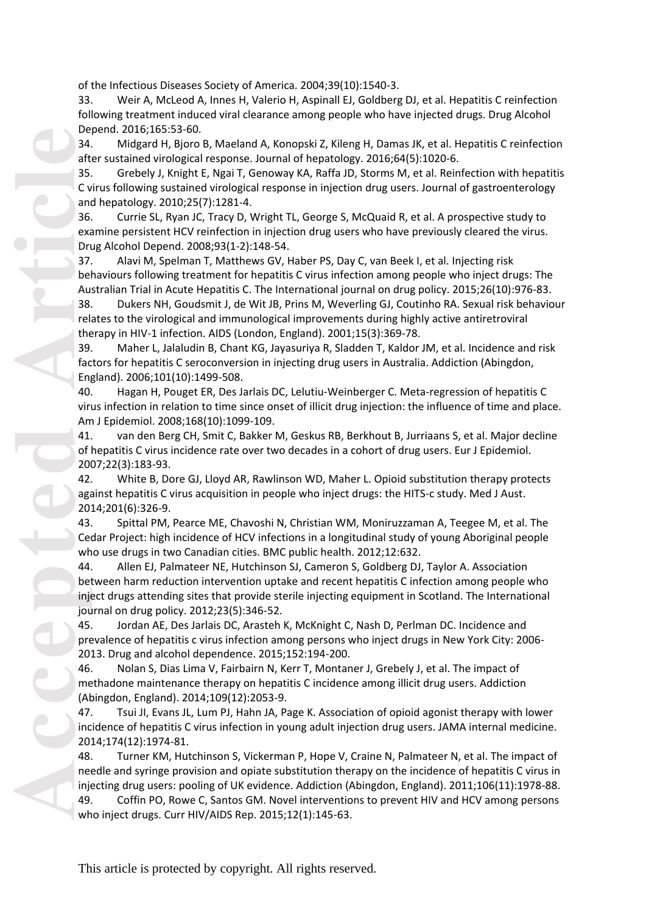of the Infectious Diseases Society of America. 2004;39(10):1540-3.

33. Weir A, McLeod A, Innes H, Valerio H, Aspinall EJ, Goldberg DJ, et al. Hepatitis C reinfection following treatment induced viral clearance among people who have injected drugs. Drug Alcohol Depend. 2016;165:53-60.

34. Midgard H, Bjoro B, Maeland A, Konopski Z, Kileng H, Damas JK, et al. Hepatitis C reinfection after sustained virological response. Journal of hepatology. 2016;64(5):1020-6.

35. Grebely J, Knight E, Ngai T, Genoway KA, Raffa JD, Storms M, et al. Reinfection with hepatitis C virus following sustained virological response in injection drug users. Journal of gastroenterology and hepatology. 2010;25(7):1281-4.

36. Currie SL, Ryan JC, Tracy D, Wright TL, George S, McQuaid R, et al. A prospective study to examine persistent HCV reinfection in injection drug users who have previously cleared the virus. Drug Alcohol Depend. 2008;93(1-2):148-54.

37. Alavi M, Spelman T, Matthews GV, Haber PS, Day C, van Beek I, et al. Injecting risk behaviours following treatment for hepatitis C virus infection among people who inject drugs: The Australian Trial in Acute Hepatitis C. The International journal on drug policy. 2015;26(10):976-83.

38. Dukers NH, Goudsmit J, de Wit JB, Prins M, Weverling GJ, Coutinho RA. Sexual risk behaviour relates to the virological and immunological improvements during highly active antiretroviral therapy in HIV-1 infection. AIDS (London, England). 2001;15(3):369-78.

39. Maher L, Jalaludin B, Chant KG, Jayasuriya R, Sladden T, Kaldor JM, et al. Incidence and risk factors for hepatitis C seroconversion in injecting drug users in Australia. Addiction (Abingdon, England). 2006;101(10):1499-508.

40. Hagan H, Pouget ER, Des Jarlais DC, Lelutiu-Weinberger C. Meta-regression of hepatitis C virus infection in relation to time since onset of illicit drug injection: the influence of time and place. Am J Epidemiol. 2008;168(10):1099-109.

41. van den Berg CH, Smit C, Bakker M, Geskus RB, Berkhout B, Jurriaans S, et al. Major decline of hepatitis C virus incidence rate over two decades in a cohort of drug users. Eur J Epidemiol. 2007;22(3):183-93.

42. White B, Dore GJ, Lloyd AR, Rawlinson WD, Maher L. Opioid substitution therapy protects against hepatitis C virus acquisition in people who inject drugs: the HITS-c study. Med J Aust. 2014;201(6):326-9.

43. Spittal PM, Pearce ME, Chavoshi N, Christian WM, Moniruzzaman A, Teegee M, et al. The Cedar Project: high incidence of HCV infections in a longitudinal study of young Aboriginal people who use drugs in two Canadian cities. BMC public health. 2012;12:632.

44. Allen EJ, Palmateer NE, Hutchinson SJ, Cameron S, Goldberg DJ, Taylor A. Association between harm reduction intervention uptake and recent hepatitis C infection among people who inject drugs attending sites that provide sterile injecting equipment in Scotland. The International journal on drug policy. 2012;23(5):346-52.

45. Jordan AE, Des Jarlais DC, Arasteh K, McKnight C, Nash D, Perlman DC. Incidence and prevalence of hepatitis c virus infection among persons who inject drugs in New York City: 2006-2013. Drug and alcohol dependence. 2015;152:194-200.

46. Nolan S, Dias Lima V, Fairbairn N, Kerr T, Montaner J, Grebely J, et al. The impact of methadone maintenance therapy on hepatitis C incidence among illicit drug users. Addiction (Abingdon, England). 2014;109(12):2053-9.

47. Tsui JI, Evans JL, Lum PJ, Hahn JA, Page K. Association of opioid agonist therapy with lower incidence of hepatitis C virus infection in young adult injection drug users. JAMA internal medicine. 2014;174(12):1974-81.

48. Turner KM, Hutchinson S, Vickerman P, Hope V, Craine N, Palmateer N, et al. The impact of needle and syringe provision and opiate substitution therapy on the incidence of hepatitis C virus in injecting drug users: pooling of UK evidence. Addiction (Abingdon, England). 2011;106(11):1978-88.

49. Coffin PO, Rowe C, Santos GM. Novel interventions to prevent HIV and HCV among persons who inject drugs. Curr HIV/AIDS Rep. 2015;12(1):145-63.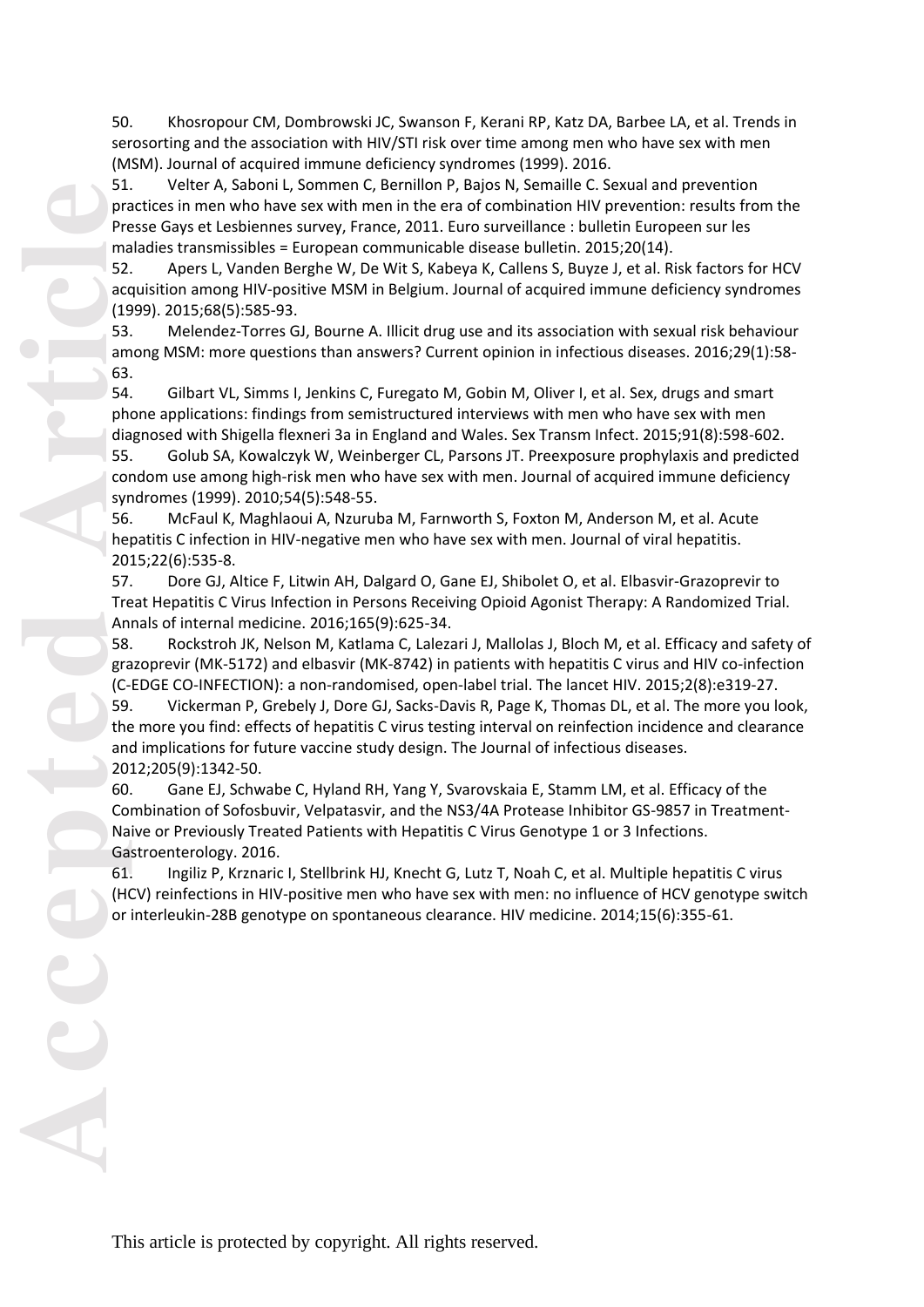50. Khosropour CM, Dombrowski JC, Swanson F, Kerani RP, Katz DA, Barbee LA, et al. Trends in serosorting and the association with HIV/STI risk over time among men who have sex with men (MSM). Journal of acquired immune deficiency syndromes (1999). 2016.

51. Velter A, Saboni L, Sommen C, Bernillon P, Bajos N, Semaille C. Sexual and prevention practices in men who have sex with men in the era of combination HIV prevention: results from the Presse Gays et Lesbiennes survey, France, 2011. Euro surveillance : bulletin Europeen sur les maladies transmissibles = European communicable disease bulletin. 2015;20(14).

52. Apers L, Vanden Berghe W, De Wit S, Kabeya K, Callens S, Buyze J, et al. Risk factors for HCV acquisition among HIV-positive MSM in Belgium. Journal of acquired immune deficiency syndromes (1999). 2015;68(5):585-93.

53. Melendez-Torres GJ, Bourne A. Illicit drug use and its association with sexual risk behaviour among MSM: more questions than answers? Current opinion in infectious diseases. 2016;29(1):58-63.

54. Gilbart VL, Simms I, Jenkins C, Furegato M, Gobin M, Oliver I, et al. Sex, drugs and smart phone applications: findings from semistructured interviews with men who have sex with men diagnosed with Shigella flexneri 3a in England and Wales. Sex Transm Infect. 2015;91(8):598-602.

55. Golub SA, Kowalczyk W, Weinberger CL, Parsons JT. Preexposure prophylaxis and predicted condom use among high-risk men who have sex with men. Journal of acquired immune deficiency syndromes (1999). 2010;54(5):548-55.

56. McFaul K, Maghlaoui A, Nzuruba M, Farnworth S, Foxton M, Anderson M, et al. Acute hepatitis C infection in HIV-negative men who have sex with men. Journal of viral hepatitis. 2015;22(6):535-8.

57. Dore GJ, Altice F, Litwin AH, Dalgard O, Gane EJ, Shibolet O, et al. Elbasvir-Grazoprevir to Treat Hepatitis C Virus Infection in Persons Receiving Opioid Agonist Therapy: A Randomized Trial. Annals of internal medicine. 2016;165(9):625-34.

58. Rockstroh JK, Nelson M, Katlama C, Lalezari J, Mallolas J, Bloch M, et al. Efficacy and safety of grazoprevir (MK-5172) and elbasvir (MK-8742) in patients with hepatitis C virus and HIV co-infection (C-EDGE CO-INFECTION): a non-randomised, open-label trial. The lancet HIV. 2015;2(8):e319-27.

59. Vickerman P, Grebely J, Dore GJ, Sacks-Davis R, Page K, Thomas DL, et al. The more you look, the more you find: effects of hepatitis C virus testing interval on reinfection incidence and clearance and implications for future vaccine study design. The Journal of infectious diseases. 2012;205(9):1342-50.

60. Gane EJ, Schwabe C, Hyland RH, Yang Y, Svarovskaia E, Stamm LM, et al. Efficacy of the Combination of Sofosbuvir, Velpatasvir, and the NS3/4A Protease Inhibitor GS-9857 in Treatment-Naive or Previously Treated Patients with Hepatitis C Virus Genotype 1 or 3 Infections. Gastroenterology. 2016.

61. Ingiliz P, Krznaric I, Stellbrink HJ, Knecht G, Lutz T, Noah C, et al. Multiple hepatitis C virus (HCV) reinfections in HIV-positive men who have sex with men: no influence of HCV genotype switch or interleukin-28B genotype on spontaneous clearance. HIV medicine. 2014;15(6):355-61.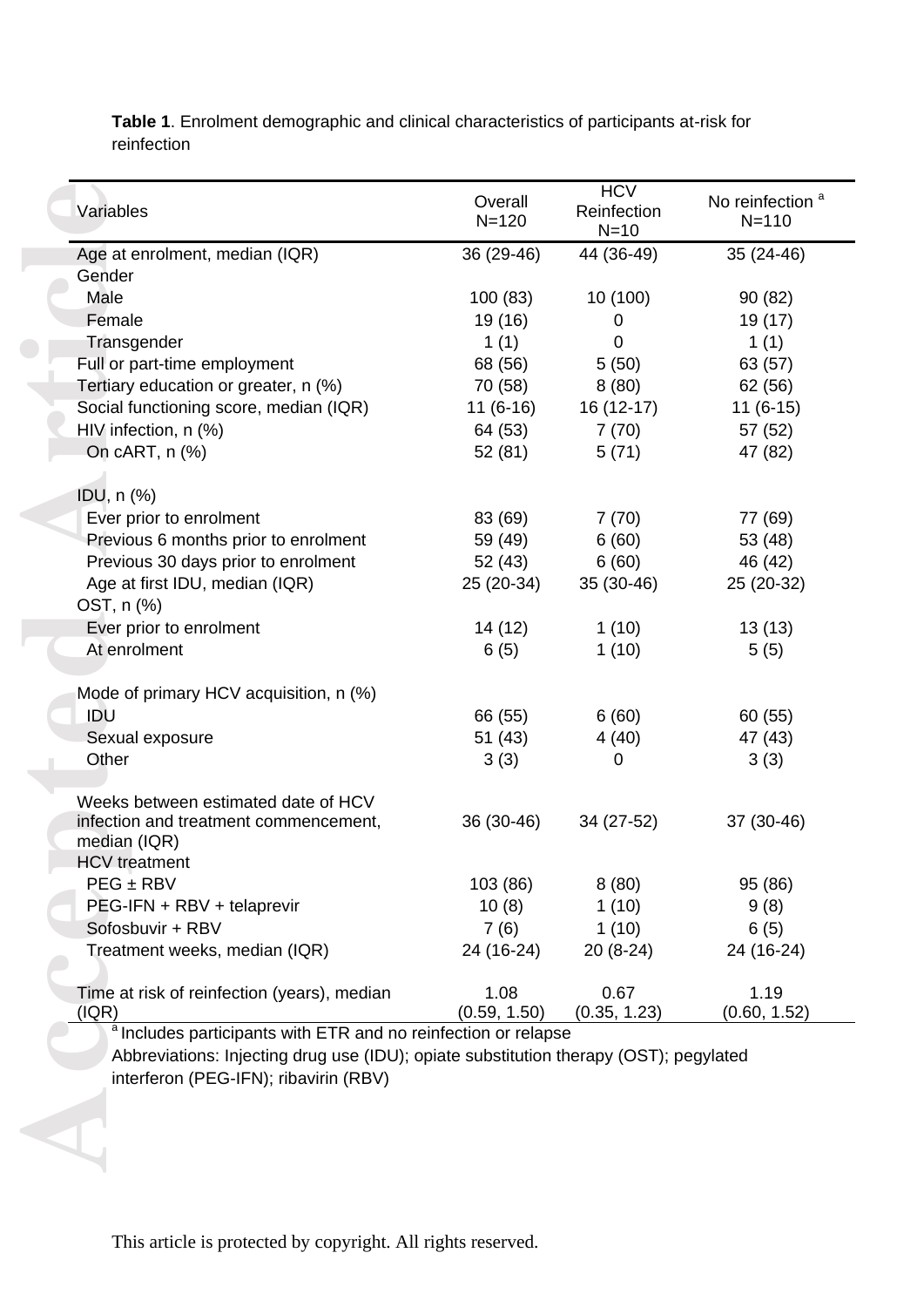**Table 1**. Enrolment demographic and clinical characteristics of participants at-risk for reinfection

| Variables | Overall N=120 | HCV Reinfection N=10 | No reinfection [a] N=110 |
|---|---|---|---|
| Age at enrolment, median (IQR) | 36 (29-46) | 44 (36-49) | 35 (24-46) |
| Gender | | | |
| Male | 100 (83) | 10 (100) | 90 (82) |
| Female | 19 (16) | 0 | 19 (17) |
| Transgender | 1 (1) | 0 | 1 (1) |
| Full or part-time employment | 68 (56) | 5 (50) | 63 (57) |
| Tertiary education or greater, n (%) | 70 (58) | 8 (80) | 62 (56) |
| Social functioning score, median (IQR) | 11 (6-16) | 16 (12-17) | 11 (6-15) |
| HIV infection, n (%) | 64 (53) | 7 (70) | 57 (52) |
| On cART, n (%) | 52 (81) | 5 (71) | 47 (82) |
| IDU, n (%) | | | |
| Ever prior to enrolment | 83 (69) | 7 (70) | 77 (69) |
| Previous 6 months prior to enrolment | 59 (49) | 6 (60) | 53 (48) |
| Previous 30 days prior to enrolment | 52 (43) | 6 (60) | 46 (42) |
| Age at first IDU, median (IQR) | 25 (20-34) | 35 (30-46) | 25 (20-32) |
| OST, n (%) | | | |
| Ever prior to enrolment | 14 (12) | 1 (10) | 13 (13) |
| At enrolment | 6 (5) | 1 (10) | 5 (5) |
| Mode of primary HCV acquisition, n (%) | | | |
| IDU | 66 (55) | 6 (60) | 60 (55) |
| Sexual exposure | 51 (43) | 4 (40) | 47 (43) |
| Other | 3 (3) | 0 | 3 (3) |
| Weeks between estimated date of HCV infection and treatment commencement, median (IQR) | 36 (30-46) | 34 (27-52) | 37 (30-46) |
| HCV treatment | | | |
| PEG ± RBV | 103 (86) | 8 (80) | 95 (86) |
| PEG-IFN + RBV + telaprevir | 10 (8) | 1 (10) | 9 (8) |
| Sofosbuvir + RBV | 7 (6) | 1 (10) | 6 (5) |
| Treatment weeks, median (IQR) | 24 (16-24) | 20 (8-24) | 24 (16-24) |
| Time at risk of reinfection (years), median (IQR) | 1.08 (0.59, 1.50) | 0.67 (0.35, 1.23) | 1.19 (0.60, 1.52) |

[a] Includes participants with ETR and no reinfection or relapse

Abbreviations: Injecting drug use (IDU); opiate substitution therapy (OST); pegylated interferon (PEG-IFN); ribavirin (RBV)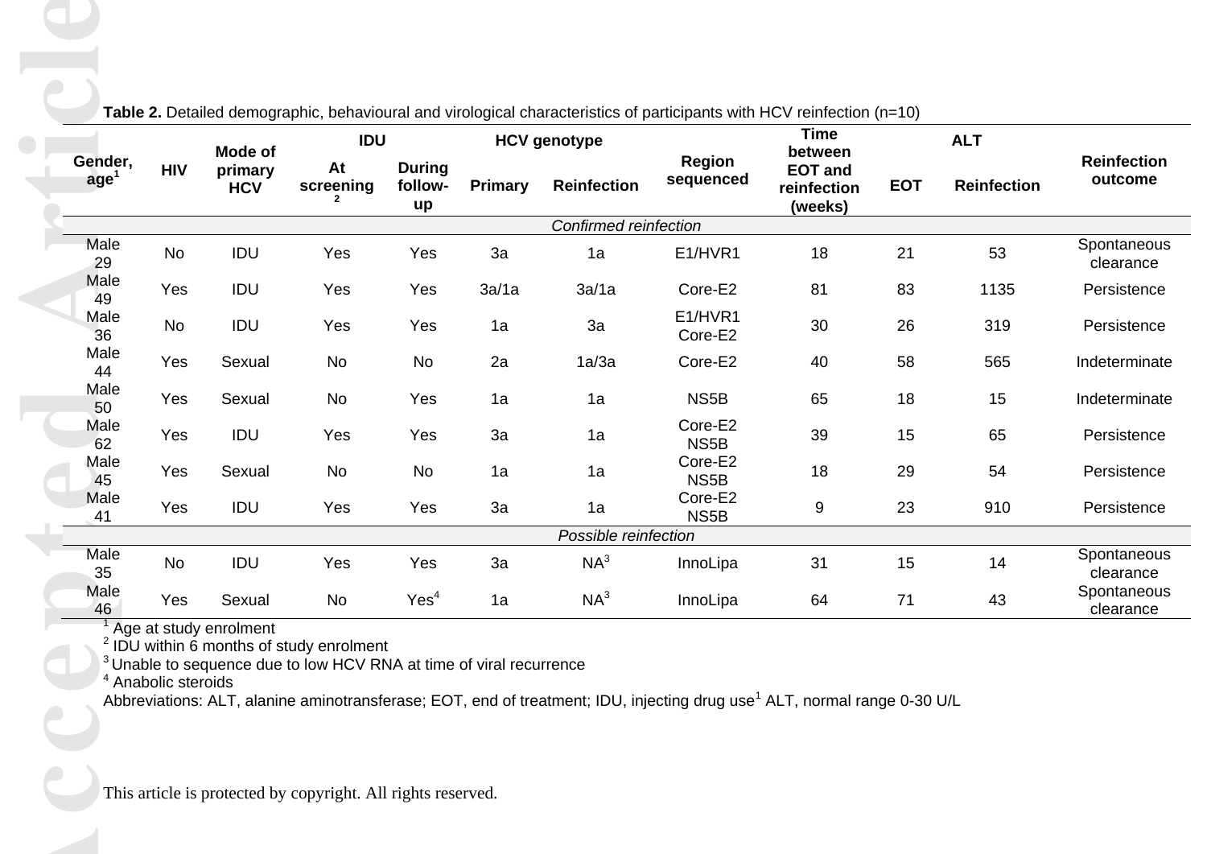**Table 2.** Detailed demographic, behavioural and virological characteristics of participants with HCV reinfection (n=10)

| Gender, age[1] | HIV | Mode of primary HCV | IDU | | HCV genotype | | Region sequenced | Time between EOT and reinfection (weeks) | ALT | | Reinfection outcome |
|---|---|---|---|---|---|---|---|---|---|---|---|
| | | | At screening [2] | During follow-up | Primary | Reinfection | | | EOT | Reinfection | |
| *Confirmed reinfection* | | | | | | | | | | | |
| Male 29 | No | IDU | Yes | Yes | 3a | 1a | E1/HVR1 | 18 | 21 | 53 | Spontaneous clearance |
| Male 49 | Yes | IDU | Yes | Yes | 3a/1a | 3a/1a | Core-E2 | 81 | 83 | 1135 | Persistence |
| Male 36 | No | IDU | Yes | Yes | 1a | 3a | E1/HVR1 Core-E2 | 30 | 26 | 319 | Persistence |
| Male 44 | Yes | Sexual | No | No | 2a | 1a/3a | Core-E2 | 40 | 58 | 565 | Indeterminate |
| Male 50 | Yes | Sexual | No | Yes | 1a | 1a | NS5B | 65 | 18 | 15 | Indeterminate |
| Male 62 | Yes | IDU | Yes | Yes | 3a | 1a | Core-E2 NS5B | 39 | 15 | 65 | Persistence |
| Male 45 | Yes | Sexual | No | No | 1a | 1a | Core-E2 NS5B | 18 | 29 | 54 | Persistence |
| Male 41 | Yes | IDU | Yes | Yes | 3a | 1a | Core-E2 NS5B | 9 | 23 | 910 | Persistence |
| *Possible reinfection* | | | | | | | | | | | |
| Male 35 | No | IDU | Yes | Yes | 3a | NA[3] | InnoLipa | 31 | 15 | 14 | Spontaneous clearance |
| Male 46 | Yes | Sexual | No | Yes[4] | 1a | NA[3] | InnoLipa | 64 | 71 | 43 | Spontaneous clearance |

[1] Age at study enrolment
[2] IDU within 6 months of study enrolment
[3] Unable to sequence due to low HCV RNA at time of viral recurrence
[4] Anabolic steroids
Abbreviations: ALT, alanine aminotransferase; EOT, end of treatment; IDU, injecting drug use[1] ALT, normal range 0-30 U/L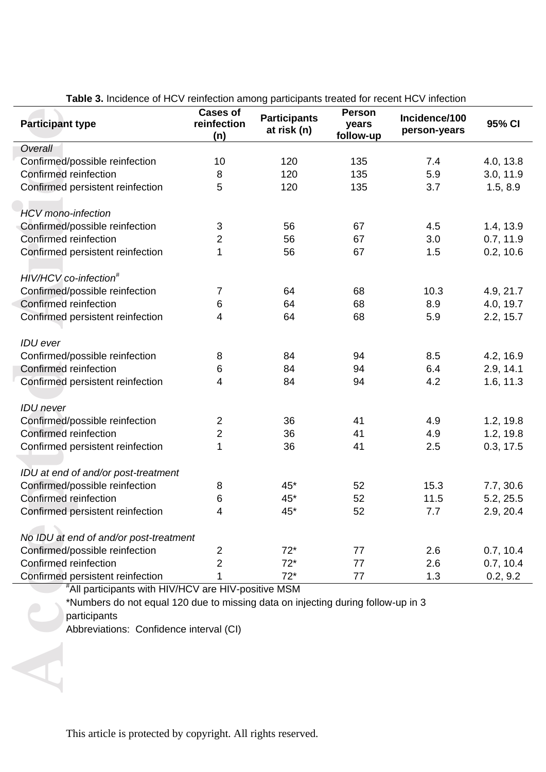**Table 3.** Incidence of HCV reinfection among participants treated for recent HCV infection

| Participant type | Cases of reinfection (n) | Participants at risk (n) | Person years follow-up | Incidence/100 person-years | 95% CI |
|---|---|---|---|---|---|
| *Overall* | | | | | |
| Confirmed/possible reinfection | 10 | 120 | 135 | 7.4 | 4.0, 13.8 |
| Confirmed reinfection | 8 | 120 | 135 | 5.9 | 3.0, 11.9 |
| Confirmed persistent reinfection | 5 | 120 | 135 | 3.7 | 1.5, 8.9 |
| *HCV mono-infection* | | | | | |
| Confirmed/possible reinfection | 3 | 56 | 67 | 4.5 | 1.4, 13.9 |
| Confirmed reinfection | 2 | 56 | 67 | 3.0 | 0.7, 11.9 |
| Confirmed persistent reinfection | 1 | 56 | 67 | 1.5 | 0.2, 10.6 |
| *HIV/HCV co-infection*# | | | | | |
| Confirmed/possible reinfection | 7 | 64 | 68 | 10.3 | 4.9, 21.7 |
| Confirmed reinfection | 6 | 64 | 68 | 8.9 | 4.0, 19.7 |
| Confirmed persistent reinfection | 4 | 64 | 68 | 5.9 | 2.2, 15.7 |
| *IDU ever* | | | | | |
| Confirmed/possible reinfection | 8 | 84 | 94 | 8.5 | 4.2, 16.9 |
| Confirmed reinfection | 6 | 84 | 94 | 6.4 | 2.9, 14.1 |
| Confirmed persistent reinfection | 4 | 84 | 94 | 4.2 | 1.6, 11.3 |
| *IDU never* | | | | | |
| Confirmed/possible reinfection | 2 | 36 | 41 | 4.9 | 1.2, 19.8 |
| Confirmed reinfection | 2 | 36 | 41 | 4.9 | 1.2, 19.8 |
| Confirmed persistent reinfection | 1 | 36 | 41 | 2.5 | 0.3, 17.5 |
| *IDU at end of and/or post-treatment* | | | | | |
| Confirmed/possible reinfection | 8 | 45* | 52 | 15.3 | 7.7, 30.6 |
| Confirmed reinfection | 6 | 45* | 52 | 11.5 | 5.2, 25.5 |
| Confirmed persistent reinfection | 4 | 45* | 52 | 7.7 | 2.9, 20.4 |
| *No IDU at end of and/or post-treatment* | | | | | |
| Confirmed/possible reinfection | 2 | 72* | 77 | 2.6 | 0.7, 10.4 |
| Confirmed reinfection | 2 | 72* | 77 | 2.6 | 0.7, 10.4 |
| Confirmed persistent reinfection | 1 | 72* | 77 | 1.3 | 0.2, 9.2 |

#All participants with HIV/HCV are HIV-positive MSM

*Numbers do not equal 120 due to missing data on injecting during follow-up in 3 participants

Abbreviations: Confidence interval (CI)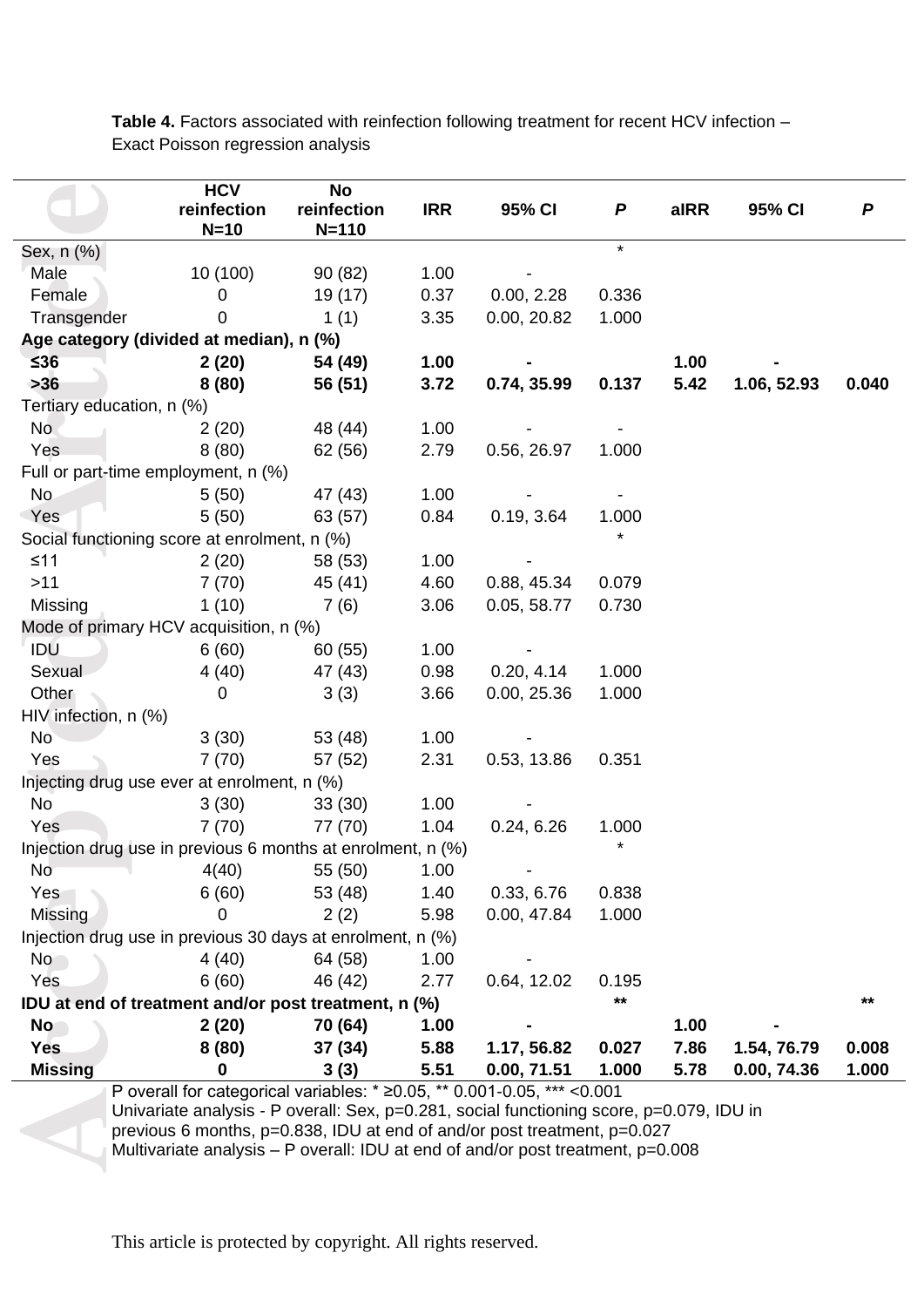**Table 4.** Factors associated with reinfection following treatment for recent HCV infection – Exact Poisson regression analysis

| | HCV reinfection N=10 | No reinfection N=110 | IRR | 95% CI | *P* | aIRR | 95% CI | *P* |
|---|---|---|---|---|---|---|---|---|
| Sex, n (%) | | | | | * | | | |
| Male | 10 (100) | 90 (82) | 1.00 | - | | | | |
| Female | 0 | 19 (17) | 0.37 | 0.00, 2.28 | 0.336 | | | |
| Transgender | 0 | 1 (1) | 3.35 | 0.00, 20.82 | 1.000 | | | |
| **Age category (divided at median), n (%)** | | | | | | | | |
| **≤36** | **2 (20)** | **54 (49)** | **1.00** | **-** | | **1.00** | **-** | |
| **>36** | **8 (80)** | **56 (51)** | **3.72** | **0.74, 35.99** | **0.137** | **5.42** | **1.06, 52.93** | **0.040** |
| Tertiary education, n (%) | | | | | | | | |
| No | 2 (20) | 48 (44) | 1.00 | - | - | | | |
| Yes | 8 (80) | 62 (56) | 2.79 | 0.56, 26.97 | 1.000 | | | |
| Full or part-time employment, n (%) | | | | | | | | |
| No | 5 (50) | 47 (43) | 1.00 | - | - | | | |
| Yes | 5 (50) | 63 (57) | 0.84 | 0.19, 3.64 | 1.000 | | | |
| Social functioning score at enrolment, n (%) | | | | | * | | | |
| ≤11 | 2 (20) | 58 (53) | 1.00 | - | | | | |
| >11 | 7 (70) | 45 (41) | 4.60 | 0.88, 45.34 | 0.079 | | | |
| Missing | 1 (10) | 7 (6) | 3.06 | 0.05, 58.77 | 0.730 | | | |
| Mode of primary HCV acquisition, n (%) | | | | | | | | |
| IDU | 6 (60) | 60 (55) | 1.00 | - | | | | |
| Sexual | 4 (40) | 47 (43) | 0.98 | 0.20, 4.14 | 1.000 | | | |
| Other | 0 | 3 (3) | 3.66 | 0.00, 25.36 | 1.000 | | | |
| HIV infection, n (%) | | | | | | | | |
| No | 3 (30) | 53 (48) | 1.00 | - | | | | |
| Yes | 7 (70) | 57 (52) | 2.31 | 0.53, 13.86 | 0.351 | | | |
| Injecting drug use ever at enrolment, n (%) | | | | | | | | |
| No | 3 (30) | 33 (30) | 1.00 | - | | | | |
| Yes | 7 (70) | 77 (70) | 1.04 | 0.24, 6.26 | 1.000 | | | |
| Injection drug use in previous 6 months at enrolment, n (%) | | | | | * | | | |
| No | 4(40) | 55 (50) | 1.00 | - | | | | |
| Yes | 6 (60) | 53 (48) | 1.40 | 0.33, 6.76 | 0.838 | | | |
| Missing | 0 | 2 (2) | 5.98 | 0.00, 47.84 | 1.000 | | | |
| Injection drug use in previous 30 days at enrolment, n (%) | | | | | | | | |
| No | 4 (40) | 64 (58) | 1.00 | - | | | | |
| Yes | 6 (60) | 46 (42) | 2.77 | 0.64, 12.02 | 0.195 | | | |
| **IDU at end of treatment and/or post treatment, n (%)** | | | | | ** | | | ** |
| **No** | **2 (20)** | **70 (64)** | **1.00** | **-** | | **1.00** | **-** | |
| **Yes** | **8 (80)** | **37 (34)** | **5.88** | **1.17, 56.82** | **0.027** | **7.86** | **1.54, 76.79** | **0.008** |
| **Missing** | **0** | **3 (3)** | **5.51** | **0.00, 71.51** | **1.000** | **5.78** | **0.00, 74.36** | **1.000** |

P overall for categorical variables: * ≥0.05, ** 0.001-0.05, *** <0.001
Univariate analysis - P overall: Sex, p=0.281, social functioning score, p=0.079, IDU in previous 6 months, p=0.838, IDU at end of and/or post treatment, p=0.027
Multivariate analysis – P overall: IDU at end of and/or post treatment, p=0.008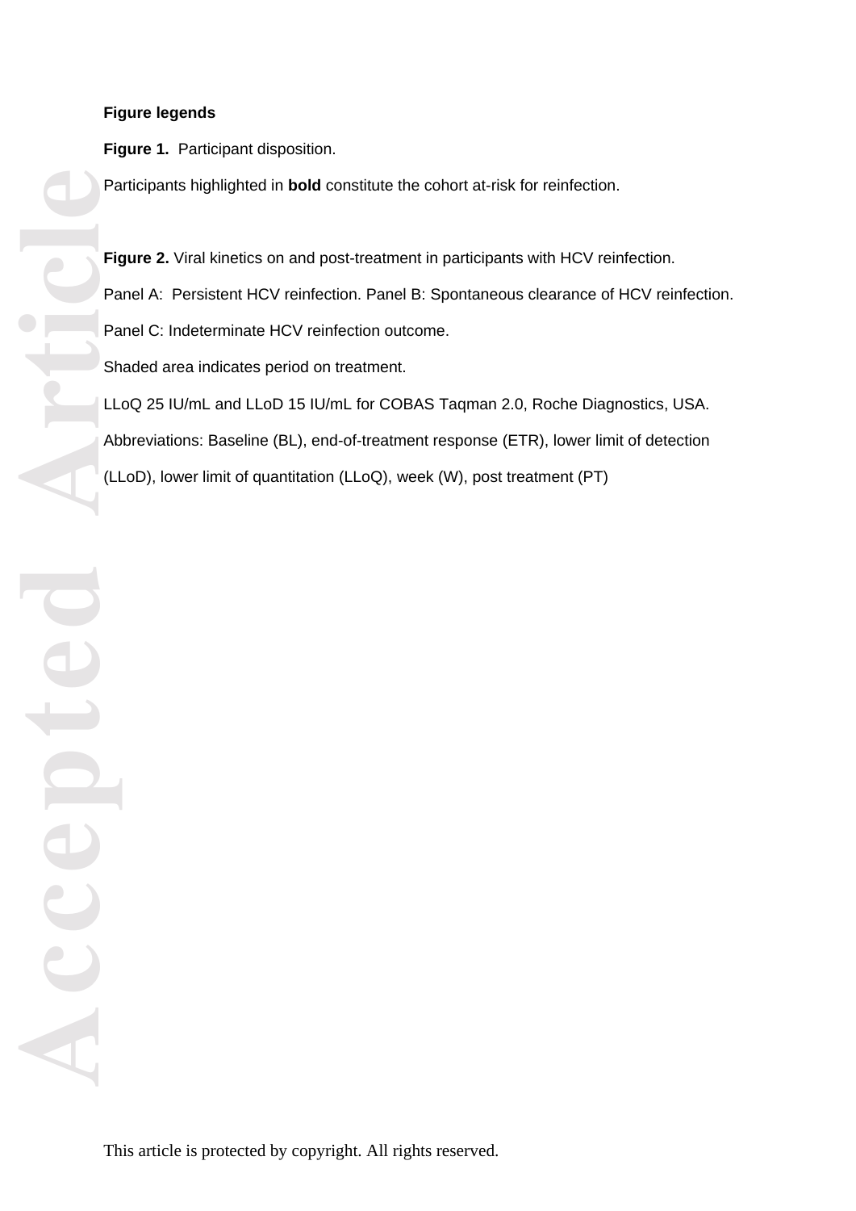**Figure legends**

**Figure 1.** Participant disposition.

Participants highlighted in **bold** constitute the cohort at-risk for reinfection.

**Figure 2.** Viral kinetics on and post-treatment in participants with HCV reinfection.

Panel A: Persistent HCV reinfection. Panel B: Spontaneous clearance of HCV reinfection.

Panel C: Indeterminate HCV reinfection outcome.

Shaded area indicates period on treatment.

LLoQ 25 IU/mL and LLoD 15 IU/mL for COBAS Taqman 2.0, Roche Diagnostics, USA.

Abbreviations: Baseline (BL), end-of-treatment response (ETR), lower limit of detection (LLoD), lower limit of quantitation (LLoQ), week (W), post treatment (PT)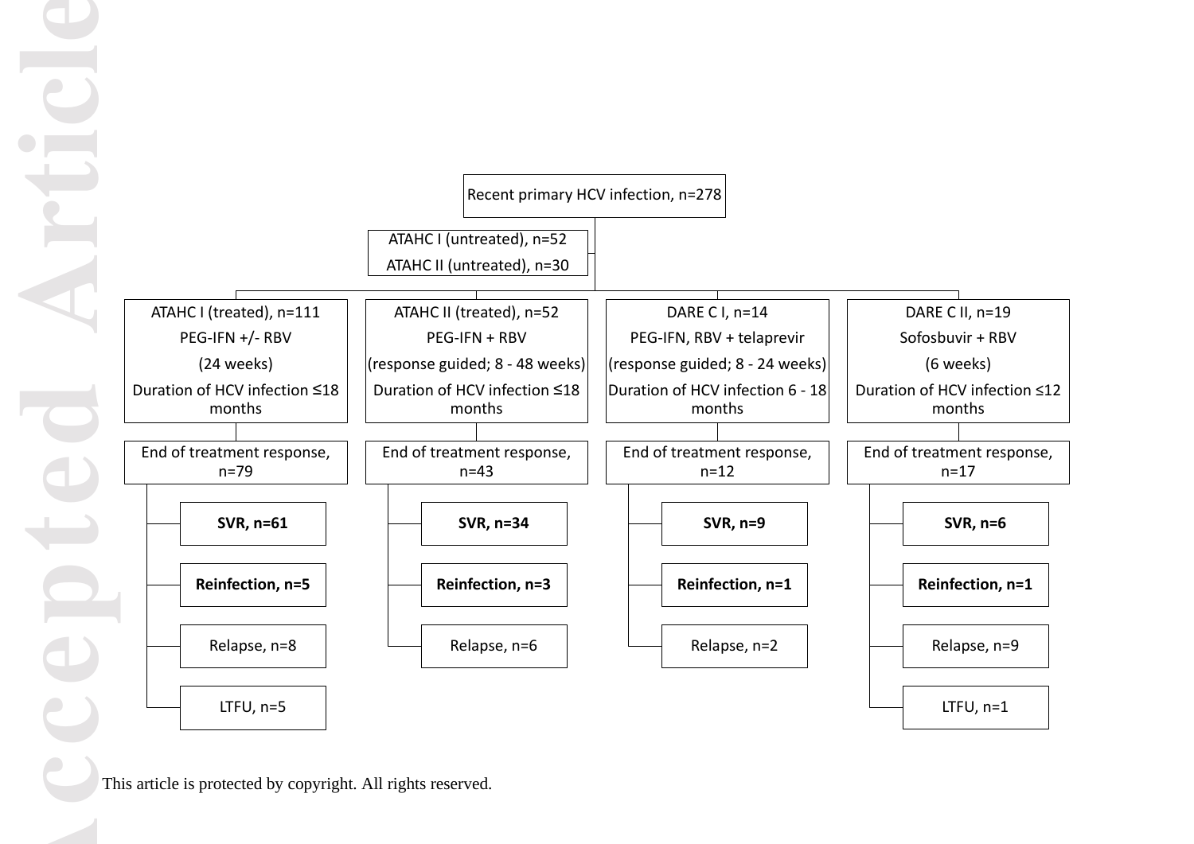Recent primary HCV infection, n=278

ATAHC I (untreated), n=52

ATAHC II (untreated), n=30

| ATAHC I (treated), n=111 | ATAHC II (treated), n=52 | DARE C I, n=14 | DARE C II, n=19 |
|---|---|---|---|
| PEG-IFN +/- RBV | PEG-IFN + RBV | PEG-IFN, RBV + telaprevir | Sofosbuvir + RBV |
| (24 weeks) | (response guided; 8 - 48 weeks) | (response guided; 8 - 24 weeks) | (6 weeks) |
| Duration of HCV infection ≤18 months | Duration of HCV infection ≤18 months | Duration of HCV infection 6 - 18 months | Duration of HCV infection ≤12 months |
| End of treatment response, n=79 | End of treatment response, n=43 | End of treatment response, n=12 | End of treatment response, n=17 |
| **SVR, n=61** | **SVR, n=34** | **SVR, n=9** | **SVR, n=6** |
| **Reinfection, n=5** | **Reinfection, n=3** | **Reinfection, n=1** | **Reinfection, n=1** |
| Relapse, n=8 | Relapse, n=6 | Relapse, n=2 | Relapse, n=9 |
| LTFU, n=5 | | | LTFU, n=1 |

This article is protected by copyright. All rights reserved.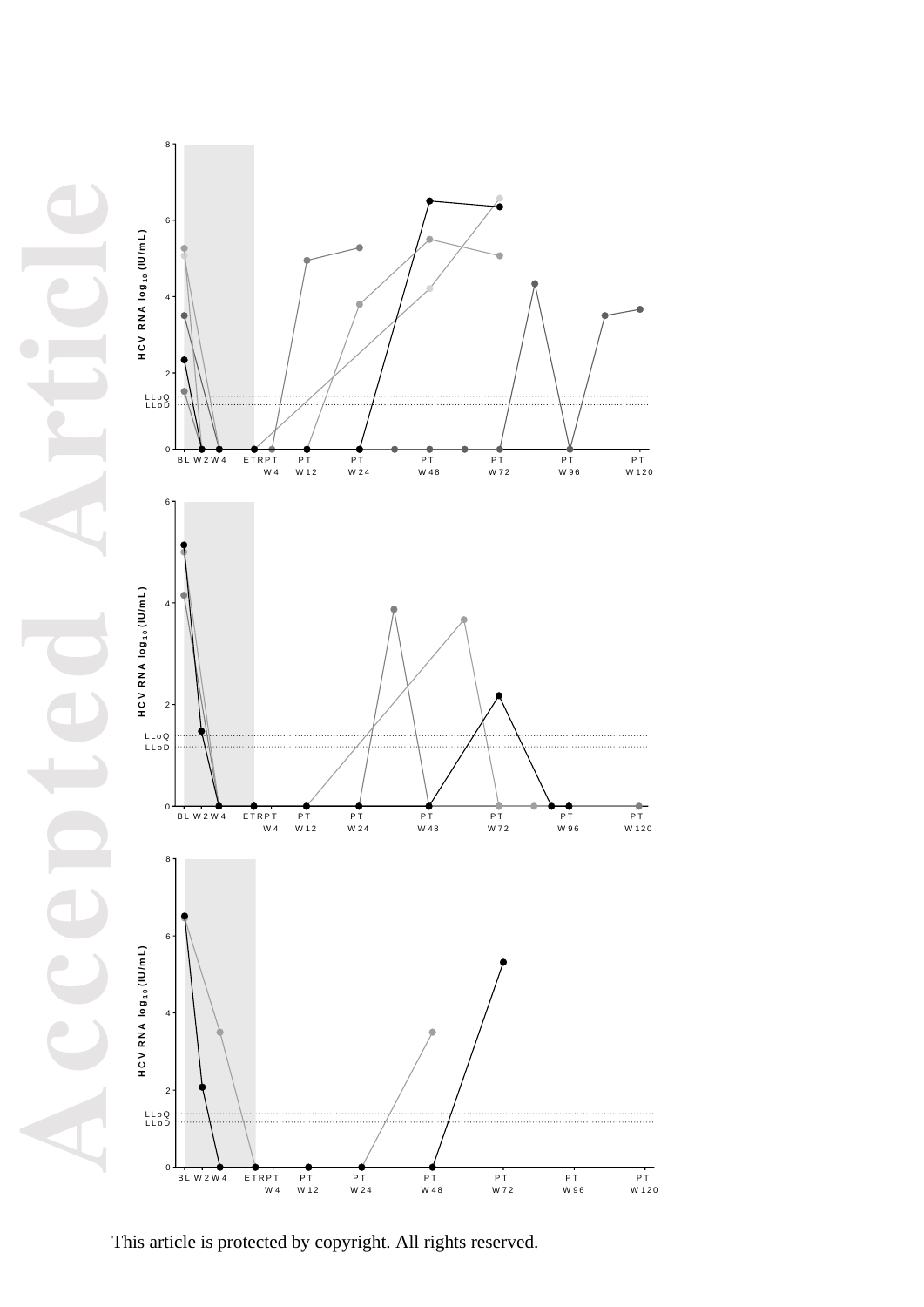Accepted Article

8
6
4
2
LLoQ
LLoD
0

HCV RNA $\log_{10}$ (IU/mL)

BL W2 W4 ETR PT W4 PT W12 PT W24 PT W48 PT W72 PT W96 PT W120

6
4
2
LLoQ
LLoD
0

HCV RNA $\log_{10}$ (IU/mL)

BL W2 W4 ETR PT W4 PT W12 PT W24 PT W48 PT W72 PT W96 PT W120

8
6
4
2
LLoQ
LLoD
0

HCV RNA $\log_{10}$ (IU/mL)

BL W2 W4 ETR PT W4 PT W12 PT W24 PT W48 PT W72 PT W96 PT W120

This article is protected by copyright. All rights reserved.